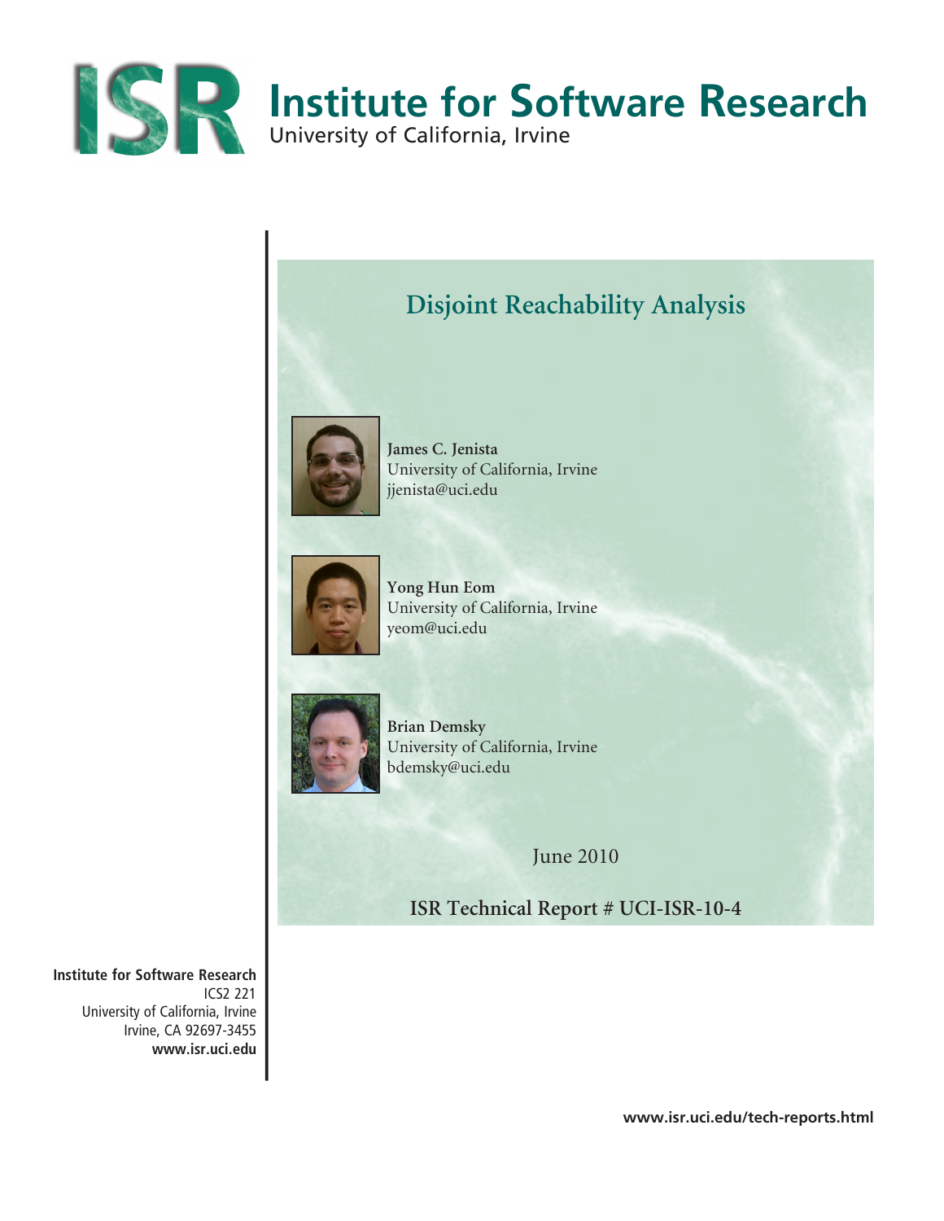# Institute for Software Research

University of California, Irvine

## Disjoint Reachability Analysis

**James C. Jenista**
University of California, Irvine
jjenista@uci.edu

**Yong Hun Eom**
University of California, Irvine
yeom@uci.edu

**Brian Demsky**
University of California, Irvine
bdemsky@uci.edu

June 2010

**ISR Technical Report # UCI-ISR-10-4**

**Institute for Software Research**
ICS2 221
University of California, Irvine
Irvine, CA 92697-3455
**www.isr.uci.edu**

**www.isr.uci.edu/tech-reports.html**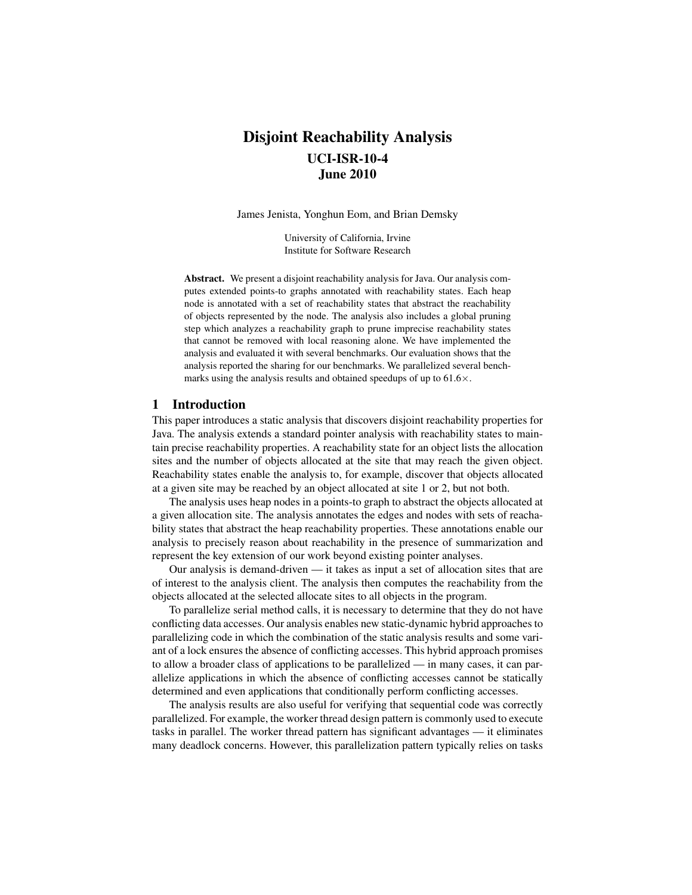# Disjoint Reachability Analysis

**UCI-ISR-10-4**
**June 2010**

James Jenista, Yonghun Eom, and Brian Demsky

University of California, Irvine
Institute for Software Research

**Abstract.** We present a disjoint reachability analysis for Java. Our analysis computes extended points-to graphs annotated with reachability states. Each heap node is annotated with a set of reachability states that abstract the reachability of objects represented by the node. The analysis also includes a global pruning step which analyzes a reachability graph to prune imprecise reachability states that cannot be removed with local reasoning alone. We have implemented the analysis and evaluated it with several benchmarks. Our evaluation shows that the analysis reported the sharing for our benchmarks. We parallelized several benchmarks using the analysis results and obtained speedups of up to 61.6×.

## 1 Introduction

This paper introduces a static analysis that discovers disjoint reachability properties for Java. The analysis extends a standard pointer analysis with reachability states to maintain precise reachability properties. A reachability state for an object lists the allocation sites and the number of objects allocated at the site that may reach the given object. Reachability states enable the analysis to, for example, discover that objects allocated at a given site may be reached by an object allocated at site 1 or 2, but not both.

The analysis uses heap nodes in a points-to graph to abstract the objects allocated at a given allocation site. The analysis annotates the edges and nodes with sets of reachability states that abstract the heap reachability properties. These annotations enable our analysis to precisely reason about reachability in the presence of summarization and represent the key extension of our work beyond existing pointer analyses.

Our analysis is demand-driven — it takes as input a set of allocation sites that are of interest to the analysis client. The analysis then computes the reachability from the objects allocated at the selected allocate sites to all objects in the program.

To parallelize serial method calls, it is necessary to determine that they do not have conflicting data accesses. Our analysis enables new static-dynamic hybrid approaches to parallelizing code in which the combination of the static analysis results and some variant of a lock ensures the absence of conflicting accesses. This hybrid approach promises to allow a broader class of applications to be parallelized — in many cases, it can parallelize applications in which the absence of conflicting accesses cannot be statically determined and even applications that conditionally perform conflicting accesses.

The analysis results are also useful for verifying that sequential code was correctly parallelized. For example, the worker thread design pattern is commonly used to execute tasks in parallel. The worker thread pattern has significant advantages — it eliminates many deadlock concerns. However, this parallelization pattern typically relies on tasks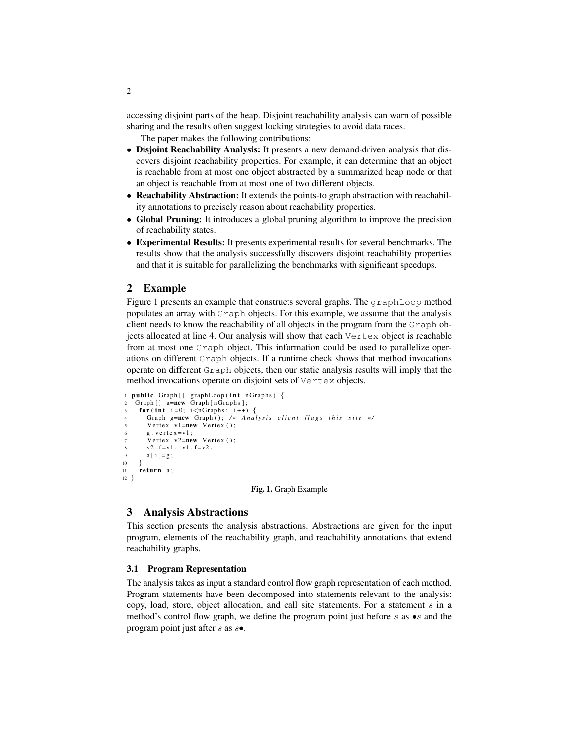accessing disjoint parts of the heap. Disjoint reachability analysis can warn of possible sharing and the results often suggest locking strategies to avoid data races.

The paper makes the following contributions:

- **Disjoint Reachability Analysis:** It presents a new demand-driven analysis that discovers disjoint reachability properties. For example, it can determine that an object is reachable from at most one object abstracted by a summarized heap node or that an object is reachable from at most one of two different objects.
- **Reachability Abstraction:** It extends the points-to graph abstraction with reachability annotations to precisely reason about reachability properties.
- **Global Pruning:** It introduces a global pruning algorithm to improve the precision of reachability states.
- **Experimental Results:** It presents experimental results for several benchmarks. The results show that the analysis successfully discovers disjoint reachability properties and that it is suitable for parallelizing the benchmarks with significant speedups.

## 2 Example

Figure 1 presents an example that constructs several graphs. The `graphLoop` method populates an array with `Graph` objects. For this example, we assume that the analysis client needs to know the reachability of all objects in the program from the `Graph` objects allocated at line 4. Our analysis will show that each `Vertex` object is reachable from at most one `Graph` object. This information could be used to parallelize operations on different `Graph` objects. If a runtime check shows that method invocations operate on different `Graph` objects, then our static analysis results will imply that the method invocations operate on disjoint sets of `Vertex` objects.

```
1  public Graph[] graphLoop(int nGraphs) {
2   Graph[] a=new Graph[nGraphs];
3    for(int i=0; i<nGraphs; i++) {
4      Graph g=new Graph(); /* Analysis client flags this site */
5      Vertex v1=new Vertex();
6      g.vertex=v1;
7      Vertex v2=new Vertex();
8      v2.f=v1; v1.f=v2;
9      a[i]=g;
10   }
11   return a;
12 }
```

**Fig. 1.** Graph Example

## 3 Analysis Abstractions

This section presents the analysis abstractions. Abstractions are given for the input program, elements of the reachability graph, and reachability annotations that extend reachability graphs.

### 3.1 Program Representation

The analysis takes as input a standard control flow graph representation of each method. Program statements have been decomposed into statements relevant to the analysis: copy, load, store, object allocation, and call site statements. For a statement $s$ in a method's control flow graph, we define the program point just before $s$ as $\bullet s$ and the program point just after $s$ as $s\bullet$.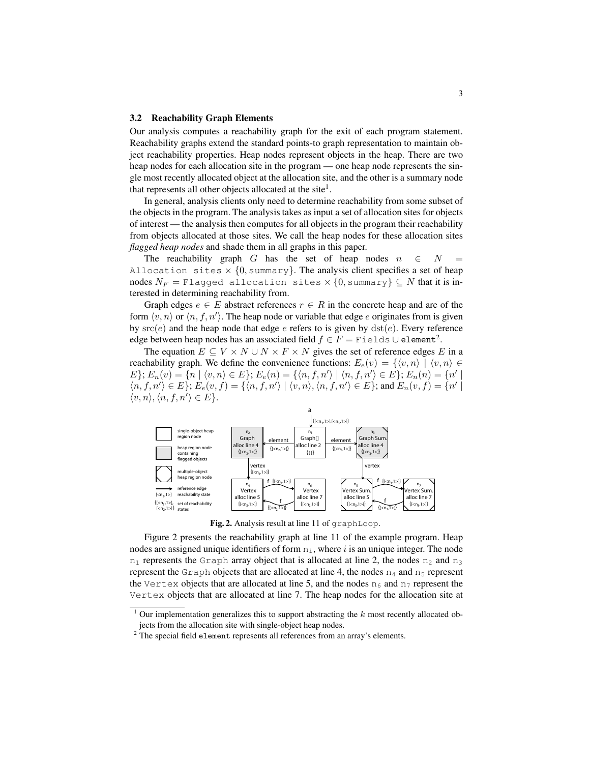### 3.2 Reachability Graph Elements

Our analysis computes a reachability graph for the exit of each program statement. Reachability graphs extend the standard points-to graph representation to maintain object reachability properties. Heap nodes represent objects in the heap. There are two heap nodes for each allocation site in the program — one heap node represents the single most recently allocated object at the allocation site, and the other is a summary node that represents all other objects allocated at the site[1].

In general, analysis clients only need to determine reachability from some subset of the objects in the program. The analysis takes as input a set of allocation sites for objects of interest — the analysis then computes for all objects in the program their reachability from objects allocated at those sites. We call the heap nodes for these allocation sites *flagged heap nodes* and shade them in all graphs in this paper.

The reachability graph $G$ has the set of heap nodes $n \in N = \texttt{Allocation sites} \times \{0, \texttt{summary}\}$. The analysis client specifies a set of heap nodes $N_F = \texttt{Flagged allocation sites} \times \{0, \texttt{summary}\} \subseteq N$ that it is interested in determining reachability from.

Graph edges $e \in E$ abstract references $r \in R$ in the concrete heap and are of the form $\langle v, n \rangle$ or $\langle n, f, n' \rangle$. The heap node or variable that edge $e$ originates from is given by $\mathrm{src}(e)$ and the heap node that edge $e$ refers to is given by $\mathrm{dst}(e)$. Every reference edge between heap nodes has an associated field $f \in F = \texttt{Fields} \cup \texttt{element}$[2].

The equation $E \subseteq V \times N \cup N \times F \times N$ gives the set of reference edges $E$ in a reachability graph. We define the convenience functions: $E_e(v) = \{\langle v, n \rangle \mid \langle v, n \rangle \in E\}$; $E_n(v) = \{n \mid \langle v, n \rangle \in E\}$; $E_e(n) = \{\langle n, f, n' \rangle \mid \langle n, f, n' \rangle \in E\}$; $E_n(n) = \{n' \mid \langle n, f, n' \rangle \in E\}$; $E_e(v, f) = \{\langle n, f, n' \rangle \mid \langle v, n \rangle, \langle n, f, n' \rangle \in E\}$; and $E_n(v, f) = \{n' \mid \langle v, n \rangle, \langle n, f, n' \rangle \in E\}$.

**Fig. 2.** Analysis result at line 11 of `graphLoop`.

Figure 2 presents the reachability graph at line 11 of the example program. Heap nodes are assigned unique identifiers of form $\mathrm{n_i}$, where $i$ is an unique integer. The node $\mathrm{n_1}$ represents the `Graph` array object that is allocated at line 2, the nodes $\mathrm{n_2}$ and $\mathrm{n_3}$ represent the `Graph` objects that are allocated at line 4, the nodes $\mathrm{n_4}$ and $\mathrm{n_5}$ represent the `Vertex` objects that are allocated at line 5, and the nodes $\mathrm{n_6}$ and $\mathrm{n_7}$ represent the `Vertex` objects that are allocated at line 7. The heap nodes for the allocation site at

[1] Our implementation generalizes this to support abstracting the $k$ most recently allocated objects from the allocation site with single-object heap nodes.

[2] The special field `element` represents all references from an array's elements.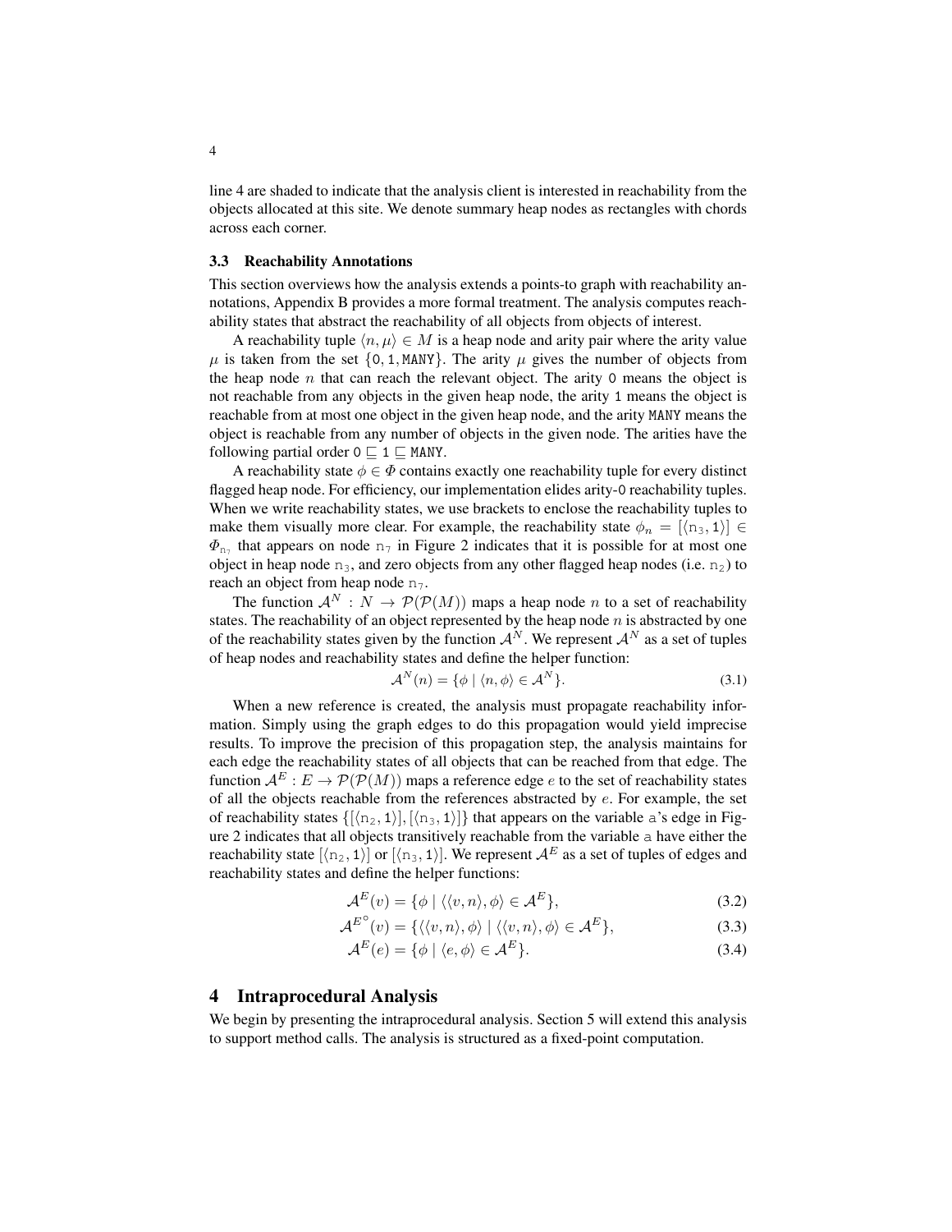line 4 are shaded to indicate that the analysis client is interested in reachability from the objects allocated at this site. We denote summary heap nodes as rectangles with chords across each corner.

### 3.3 Reachability Annotations

This section overviews how the analysis extends a points-to graph with reachability annotations, Appendix B provides a more formal treatment. The analysis computes reachability states that abstract the reachability of all objects from objects of interest.

A reachability tuple $\langle n, \mu \rangle \in M$ is a heap node and arity pair where the arity value $\mu$ is taken from the set $\{\texttt{0}, \texttt{1}, \texttt{MANY}\}$. The arity $\mu$ gives the number of objects from the heap node $n$ that can reach the relevant object. The arity `0` means the object is not reachable from any objects in the given heap node, the arity `1` means the object is reachable from at most one object in the given heap node, and the arity `MANY` means the object is reachable from any number of objects in the given node. The arities have the following partial order $\texttt{0} \sqsubseteq \texttt{1} \sqsubseteq \texttt{MANY}$.

A reachability state $\phi \in \Phi$ contains exactly one reachability tuple for every distinct flagged heap node. For efficiency, our implementation elides arity-`0` reachability tuples. When we write reachability states, we use brackets to enclose the reachability tuples to make them visually more clear. For example, the reachability state $\phi_n = [\langle \texttt{n}_3, \texttt{1} \rangle] \in \Phi_{\texttt{n}_7}$ that appears on node $\texttt{n}_7$ in Figure 2 indicates that it is possible for at most one object in heap node $\texttt{n}_3$, and zero objects from any other flagged heap nodes (i.e. $\texttt{n}_2$) to reach an object from heap node $\texttt{n}_7$.

The function $\mathcal{A}^N : N \to \mathcal{P}(\mathcal{P}(M))$ maps a heap node $n$ to a set of reachability states. The reachability of an object represented by the heap node $n$ is abstracted by one of the reachability states given by the function $\mathcal{A}^N$. We represent $\mathcal{A}^N$ as a set of tuples of heap nodes and reachability states and define the helper function:

$$\mathcal{A}^N(n) = \{\phi \mid \langle n, \phi \rangle \in \mathcal{A}^N\}. \tag{3.1}$$

When a new reference is created, the analysis must propagate reachability information. Simply using the graph edges to do this propagation would yield imprecise results. To improve the precision of this propagation step, the analysis maintains for each edge the reachability states of all objects that can be reached from that edge. The function $\mathcal{A}^E : E \to \mathcal{P}(\mathcal{P}(M))$ maps a reference edge $e$ to the set of reachability states of all the objects reachable from the references abstracted by $e$. For example, the set of reachability states $\{[\langle \texttt{n}_2, \texttt{1} \rangle], [\langle \texttt{n}_3, \texttt{1} \rangle]\}$ that appears on the variable `a`'s edge in Figure 2 indicates that all objects transitively reachable from the variable `a` have either the reachability state $[\langle \texttt{n}_2, \texttt{1} \rangle]$ or $[\langle \texttt{n}_3, \texttt{1} \rangle]$. We represent $\mathcal{A}^E$ as a set of tuples of edges and reachability states and define the helper functions:

$$\mathcal{A}^E(v) = \{\phi \mid \langle \langle v, n \rangle, \phi \rangle \in \mathcal{A}^E\}, \tag{3.2}$$

$$\mathcal{A}^{E^\circ}(v) = \{\langle \langle v, n \rangle, \phi \rangle \mid \langle \langle v, n \rangle, \phi \rangle \in \mathcal{A}^E\}, \tag{3.3}$$

$$\mathcal{A}^E(e) = \{\phi \mid \langle e, \phi \rangle \in \mathcal{A}^E\}. \tag{3.4}$$

## 4 Intraprocedural Analysis

We begin by presenting the intraprocedural analysis. Section 5 will extend this analysis to support method calls. The analysis is structured as a fixed-point computation.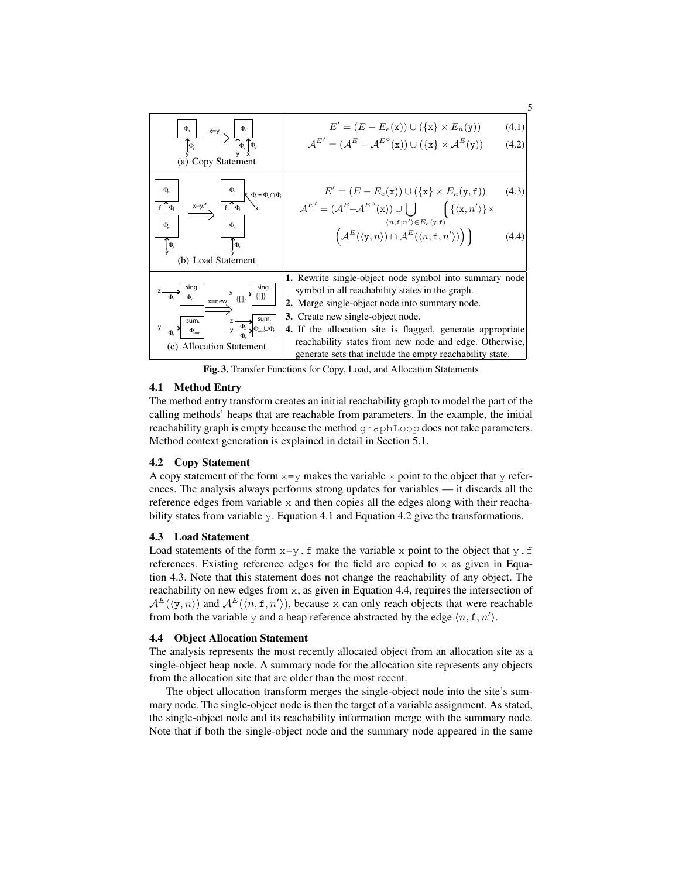| (a) Copy Statement | $$E' = (E - E_e(\texttt{x})) \cup (\{\texttt{x}\} \times E_n(\texttt{y})) \quad (4.1)$$ $$\mathcal{A}^{E'} = (\mathcal{A}^E - \mathcal{A}^{E^\circ}(\texttt{x})) \cup (\{\texttt{x}\} \times \mathcal{A}^E(\texttt{y})) \quad (4.2)$$ |
|---|---|
| (b) Load Statement | $$E' = (E - E_e(\texttt{x})) \cup (\{\texttt{x}\} \times E_n(\texttt{y}, \texttt{f})) \quad (4.3)$$ $$\mathcal{A}^{E'} = (\mathcal{A}^E - \mathcal{A}^{E^\circ}(\texttt{x})) \cup \bigcup_{\langle n, \texttt{f}, n' \rangle \in E_e(\texttt{y}, \texttt{f})} \Big( \{\langle \texttt{x}, n' \rangle\} \times \Big( \mathcal{A}^E(\langle \texttt{y}, n \rangle) \cap \mathcal{A}^E(\langle n, \texttt{f}, n' \rangle) \Big) \Big) \quad (4.4)$$ |
| (c) Allocation Statement | **1.** Rewrite single-object node symbol into summary node symbol in all reachability states in the graph. **2.** Merge single-object node into summary node. **3.** Create new single-object node. **4.** If the allocation site is flagged, generate appropriate reachability states from new node and edge. Otherwise, generate sets that include the empty reachability state. |

**Fig. 3.** Transfer Functions for Copy, Load, and Allocation Statements

### 4.1 Method Entry

The method entry transform creates an initial reachability graph to model the part of the calling methods' heaps that are reachable from parameters. In the example, the initial reachability graph is empty because the method `graphLoop` does not take parameters. Method context generation is explained in detail in Section 5.1.

### 4.2 Copy Statement

A copy statement of the form `x=y` makes the variable `x` point to the object that `y` references. The analysis always performs strong updates for variables — it discards all the reference edges from variable `x` and then copies all the edges along with their reachability states from variable `y`. Equation 4.1 and Equation 4.2 give the transformations.

### 4.3 Load Statement

Load statements of the form `x=y.f` make the variable `x` point to the object that `y.f` references. Existing reference edges for the field are copied to `x` as given in Equation 4.3. Note that this statement does not change the reachability of any object. The reachability on new edges from `x`, as given in Equation 4.4, requires the intersection of $\mathcal{A}^E(\langle \texttt{y}, n \rangle)$ and $\mathcal{A}^E(\langle n, \texttt{f}, n' \rangle)$, because `x` can only reach objects that were reachable from both the variable `y` and a heap reference abstracted by the edge $\langle n, \texttt{f}, n' \rangle$.

### 4.4 Object Allocation Statement

The analysis represents the most recently allocated object from an allocation site as a single-object heap node. A summary node for the allocation site represents any objects from the allocation site that are older than the most recent.

The object allocation transform merges the single-object node into the site's summary node. The single-object node is then the target of a variable assignment. As stated, the single-object node and its reachability information merge with the summary node. Note that if both the single-object node and the summary node appeared in the same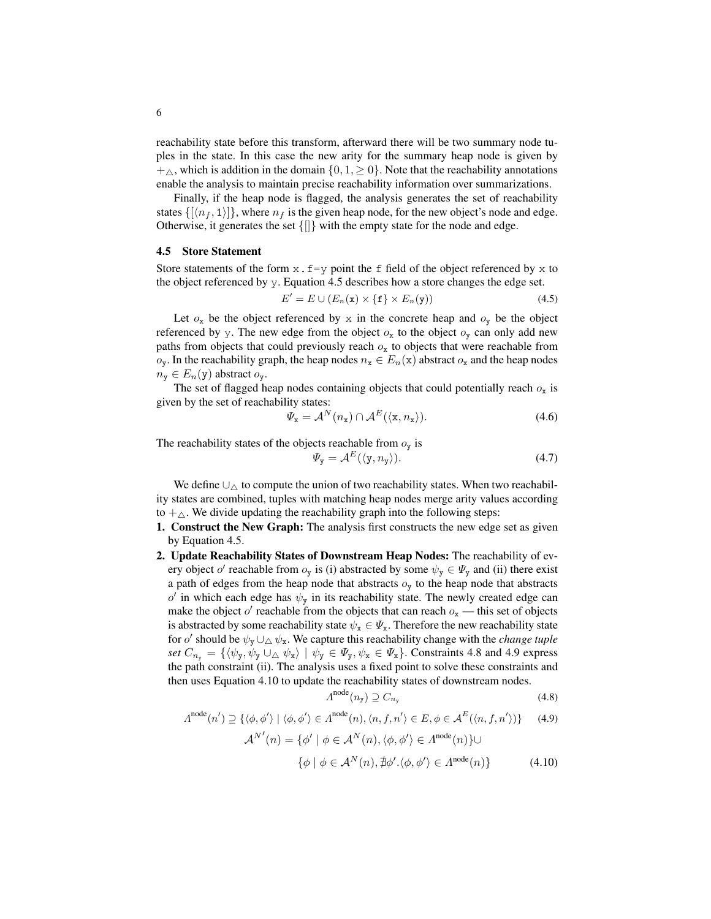reachability state before this transform, afterward there will be two summary node tuples in the state. In this case the new arity for the summary heap node is given by $+_{\triangle}$, which is addition in the domain $\{0, 1, \geq 0\}$. Note that the reachability annotations enable the analysis to maintain precise reachability information over summarizations.

Finally, if the heap node is flagged, the analysis generates the set of reachability states $\{[\langle n_f, \mathtt{1}\rangle]\}$, where $n_f$ is the given heap node, for the new object's node and edge. Otherwise, it generates the set $\{[]\}$ with the empty state for the node and edge.

### 4.5 Store Statement

Store statements of the form `x.f=y` point the `f` field of the object referenced by `x` to the object referenced by `y`. Equation 4.5 describes how a store changes the edge set.

$$E' = E \cup (E_n(\mathtt{x}) \times \{\mathtt{f}\} \times E_n(\mathtt{y})) \tag{4.5}$$

Let $o_{\mathtt{x}}$ be the object referenced by `x` in the concrete heap and $o_{\mathtt{y}}$ be the object referenced by `y`. The new edge from the object $o_{\mathtt{x}}$ to the object $o_{\mathtt{y}}$ can only add new paths from objects that could previously reach $o_{\mathtt{x}}$ to objects that were reachable from $o_{\mathtt{y}}$. In the reachability graph, the heap nodes $n_{\mathtt{x}} \in E_n(\mathtt{x})$ abstract $o_{\mathtt{x}}$ and the heap nodes $n_{\mathtt{y}} \in E_n(\mathtt{y})$ abstract $o_{\mathtt{y}}$.

The set of flagged heap nodes containing objects that could potentially reach $o_{\mathtt{x}}$ is given by the set of reachability states:

$$\Psi_{\mathtt{x}} = \mathcal{A}^N(n_{\mathtt{x}}) \cap \mathcal{A}^E(\langle \mathtt{x}, n_{\mathtt{x}}\rangle). \tag{4.6}$$

The reachability states of the objects reachable from $o_{\mathtt{y}}$ is

$$\Psi_{\mathtt{y}} = \mathcal{A}^E(\langle \mathtt{y}, n_{\mathtt{y}}\rangle). \tag{4.7}$$

We define $\cup_{\triangle}$ to compute the union of two reachability states. When two reachability states are combined, tuples with matching heap nodes merge arity values according to $+_{\triangle}$. We divide updating the reachability graph into the following steps:

1. **Construct the New Graph:** The analysis first constructs the new edge set as given by Equation 4.5.
2. **Update Reachability States of Downstream Heap Nodes:** The reachability of every object $o'$ reachable from $o_{\mathtt{y}}$ is (i) abstracted by some $\psi_{\mathtt{y}} \in \Psi_{\mathtt{y}}$ and (ii) there exist a path of edges from the heap node that abstracts $o_{\mathtt{y}}$ to the heap node that abstracts $o'$ in which each edge has $\psi_{\mathtt{y}}$ in its reachability state. The newly created edge can make the object $o'$ reachable from the objects that can reach $o_{\mathtt{x}}$ — this set of objects is abstracted by some reachability state $\psi_{\mathtt{x}} \in \Psi_{\mathtt{x}}$. Therefore the new reachability state for $o'$ should be $\psi_{\mathtt{y}} \cup_{\triangle} \psi_{\mathtt{x}}$. We capture this reachability change with the *change tuple set* $C_{n_{\mathtt{y}}} = \{\langle \psi_{\mathtt{y}}, \psi_{\mathtt{y}} \cup_{\triangle} \psi_{\mathtt{x}}\rangle \mid \psi_{\mathtt{y}} \in \Psi_{\mathtt{y}}, \psi_{\mathtt{x}} \in \Psi_{\mathtt{x}}\}$. Constraints 4.8 and 4.9 express the path constraint (ii). The analysis uses a fixed point to solve these constraints and then uses Equation 4.10 to update the reachability states of downstream nodes.

$$\Lambda^{\text{node}}(n_{\mathtt{y}}) \supseteq C_{n_{\mathtt{y}}} \tag{4.8}$$

$$\Lambda^{\text{node}}(n') \supseteq \{\langle \phi, \phi'\rangle \mid \langle \phi, \phi'\rangle \in \Lambda^{\text{node}}(n), \langle n, f, n'\rangle \in E, \phi \in \mathcal{A}^E(\langle n, f, n'\rangle)\} \tag{4.9}$$

$$\mathcal{A}^{N'}(n) = \{\phi' \mid \phi \in \mathcal{A}^N(n), \langle \phi, \phi'\rangle \in \Lambda^{\text{node}}(n)\} \cup \{\phi \mid \phi \in \mathcal{A}^N(n), \nexists \phi'. \langle \phi, \phi'\rangle \in \Lambda^{\text{node}}(n)\} \tag{4.10}$$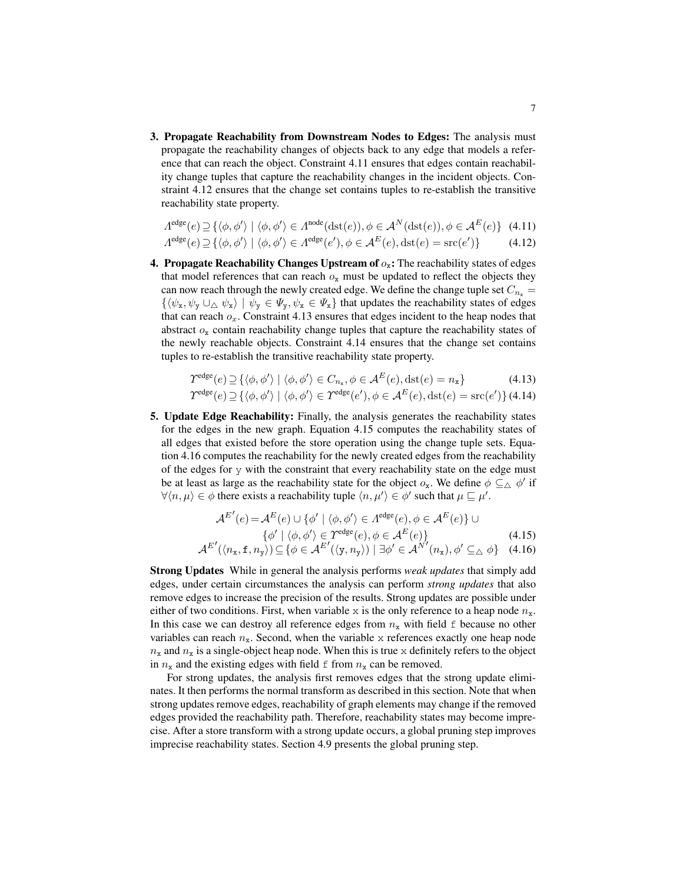3. **Propagate Reachability from Downstream Nodes to Edges:** The analysis must propagate the reachability changes of objects back to any edge that models a reference that can reach the object. Constraint 4.11 ensures that edges contain reachability change tuples that capture the reachability changes in the incident objects. Constraint 4.12 ensures that the change set contains tuples to re-establish the transitive reachability state property.

$$\Lambda^{\text{edge}}(e) \supseteq \{\langle \phi, \phi' \rangle \mid \langle \phi, \phi' \rangle \in \Lambda^{\text{node}}(\text{dst}(e)), \phi \in \mathcal{A}^N(\text{dst}(e)), \phi \in \mathcal{A}^E(e)\} \quad (4.11)$$

$$\Lambda^{\text{edge}}(e) \supseteq \{\langle \phi, \phi' \rangle \mid \langle \phi, \phi' \rangle \in \Lambda^{\text{edge}}(e'), \phi \in \mathcal{A}^E(e), \text{dst}(e) = \text{src}(e')\} \quad (4.12)$$

4. **Propagate Reachability Changes Upstream of $o_{\mathtt{x}}$:** The reachability states of edges that model references that can reach $o_{\mathtt{x}}$ must be updated to reflect the objects they can now reach through the newly created edge. We define the change tuple set $C_{n_{\mathtt{x}}} = \{\langle \psi_{\mathtt{x}}, \psi_{\mathtt{y}} \cup_{\triangle} \psi_{\mathtt{x}} \rangle \mid \psi_{\mathtt{y}} \in \Psi_{\mathtt{y}}, \psi_{\mathtt{x}} \in \Psi_{\mathtt{x}}\}$ that updates the reachability states of edges that can reach $o_x$. Constraint 4.13 ensures that edges incident to the heap nodes that abstract $o_{\mathtt{x}}$ contain reachability change tuples that capture the reachability states of the newly reachable objects. Constraint 4.14 ensures that the change set contains tuples to re-establish the transitive reachability state property.

$$\Upsilon^{\text{edge}}(e) \supseteq \{\langle \phi, \phi' \rangle \mid \langle \phi, \phi' \rangle \in C_{n_{\mathtt{x}}}, \phi \in \mathcal{A}^E(e), \text{dst}(e) = n_{\mathtt{x}}\} \quad (4.13)$$

$$\Upsilon^{\text{edge}}(e) \supseteq \{\langle \phi, \phi' \rangle \mid \langle \phi, \phi' \rangle \in \Upsilon^{\text{edge}}(e'), \phi \in \mathcal{A}^E(e), \text{dst}(e) = \text{src}(e')\} \quad (4.14)$$

5. **Update Edge Reachability:** Finally, the analysis generates the reachability states for the edges in the new graph. Equation 4.15 computes the reachability states of all edges that existed before the store operation using the change tuple sets. Equation 4.16 computes the reachability for the newly created edges from the reachability of the edges for y with the constraint that every reachability state on the edge must be at least as large as the reachability state for the object $o_{\mathtt{x}}$. We define $\phi \subseteq_{\triangle} \phi'$ if $\forall \langle n, \mu \rangle \in \phi$ there exists a reachability tuple $\langle n, \mu' \rangle \in \phi'$ such that $\mu \sqsubseteq \mu'$.

$$\mathcal{A}^{E'}(e) = \mathcal{A}^E(e) \cup \{\phi' \mid \langle \phi, \phi' \rangle \in \Lambda^{\text{edge}}(e), \phi \in \mathcal{A}^E(e)\} \cup \{\phi' \mid \langle \phi, \phi' \rangle \in \Upsilon^{\text{edge}}(e), \phi \in \mathcal{A}^E(e)\} \quad (4.15)$$

$$\mathcal{A}^{E'}(\langle n_{\mathtt{x}}, \mathtt{f}, n_{\mathtt{y}} \rangle) \subseteq \{\phi \in \mathcal{A}^{E'}(\langle \mathtt{y}, n_{\mathtt{y}} \rangle) \mid \exists \phi' \in \mathcal{A}^{N'}(n_{\mathtt{x}}), \phi' \subseteq_{\triangle} \phi\} \quad (4.16)$$

**Strong Updates** While in general the analysis performs *weak updates* that simply add edges, under certain circumstances the analysis can perform *strong updates* that also remove edges to increase the precision of the results. Strong updates are possible under either of two conditions. First, when variable x is the only reference to a heap node $n_{\mathtt{x}}$. In this case we can destroy all reference edges from $n_{\mathtt{x}}$ with field f because no other variables can reach $n_{\mathtt{x}}$. Second, when the variable x references exactly one heap node $n_{\mathtt{x}}$ and $n_{\mathtt{x}}$ is a single-object heap node. When this is true x definitely refers to the object in $n_{\mathtt{x}}$ and the existing edges with field f from $n_{\mathtt{x}}$ can be removed.

For strong updates, the analysis first removes edges that the strong update eliminates. It then performs the normal transform as described in this section. Note that when strong updates remove edges, reachability of graph elements may change if the removed edges provided the reachability path. Therefore, reachability states may become imprecise. After a store transform with a strong update occurs, a global pruning step improves imprecise reachability states. Section 4.9 presents the global pruning step.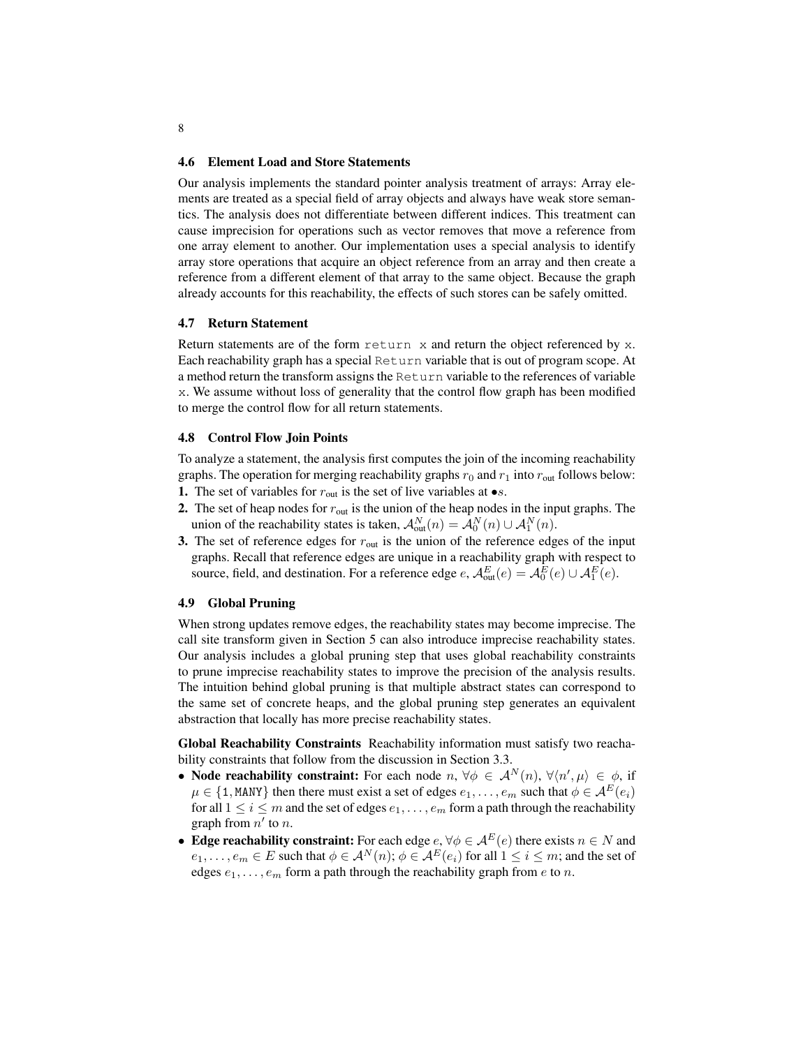### 4.6 Element Load and Store Statements

Our analysis implements the standard pointer analysis treatment of arrays: Array elements are treated as a special field of array objects and always have weak store semantics. The analysis does not differentiate between different indices. This treatment can cause imprecision for operations such as vector removes that move a reference from one array element to another. Our implementation uses a special analysis to identify array store operations that acquire an object reference from an array and then create a reference from a different element of that array to the same object. Because the graph already accounts for this reachability, the effects of such stores can be safely omitted.

### 4.7 Return Statement

Return statements are of the form `return x` and return the object referenced by `x`. Each reachability graph has a special `Return` variable that is out of program scope. At a method return the transform assigns the `Return` variable to the references of variable `x`. We assume without loss of generality that the control flow graph has been modified to merge the control flow for all return statements.

### 4.8 Control Flow Join Points

To analyze a statement, the analysis first computes the join of the incoming reachability graphs. The operation for merging reachability graphs $r_0$ and $r_1$ into $r_{\text{out}}$ follows below:

**1.** The set of variables for $r_{\text{out}}$ is the set of live variables at $\bullet s$.

**2.** The set of heap nodes for $r_{\text{out}}$ is the union of the heap nodes in the input graphs. The union of the reachability states is taken, $\mathcal{A}^N_{\text{out}}(n) = \mathcal{A}^N_0(n) \cup \mathcal{A}^N_1(n)$.

**3.** The set of reference edges for $r_{\text{out}}$ is the union of the reference edges of the input graphs. Recall that reference edges are unique in a reachability graph with respect to source, field, and destination. For a reference edge $e$, $\mathcal{A}^E_{\text{out}}(e) = \mathcal{A}^E_0(e) \cup \mathcal{A}^E_1(e)$.

### 4.9 Global Pruning

When strong updates remove edges, the reachability states may become imprecise. The call site transform given in Section 5 can also introduce imprecise reachability states. Our analysis includes a global pruning step that uses global reachability constraints to prune imprecise reachability states to improve the precision of the analysis results. The intuition behind global pruning is that multiple abstract states can correspond to the same set of concrete heaps, and the global pruning step generates an equivalent abstraction that locally has more precise reachability states.

**Global Reachability Constraints** Reachability information must satisfy two reachability constraints that follow from the discussion in Section 3.3.

- **Node reachability constraint:** For each node $n$, $\forall \phi \in \mathcal{A}^N(n)$, $\forall \langle n', \mu \rangle \in \phi$, if $\mu \in \{\texttt{1}, \texttt{MANY}\}$ then there must exist a set of edges $e_1, \ldots, e_m$ such that $\phi \in \mathcal{A}^E(e_i)$ for all $1 \leq i \leq m$ and the set of edges $e_1, \ldots, e_m$ form a path through the reachability graph from $n'$ to $n$.
- **Edge reachability constraint:** For each edge $e$, $\forall \phi \in \mathcal{A}^E(e)$ there exists $n \in N$ and $e_1, \ldots, e_m \in E$ such that $\phi \in \mathcal{A}^N(n)$; $\phi \in \mathcal{A}^E(e_i)$ for all $1 \leq i \leq m$; and the set of edges $e_1, \ldots, e_m$ form a path through the reachability graph from $e$ to $n$.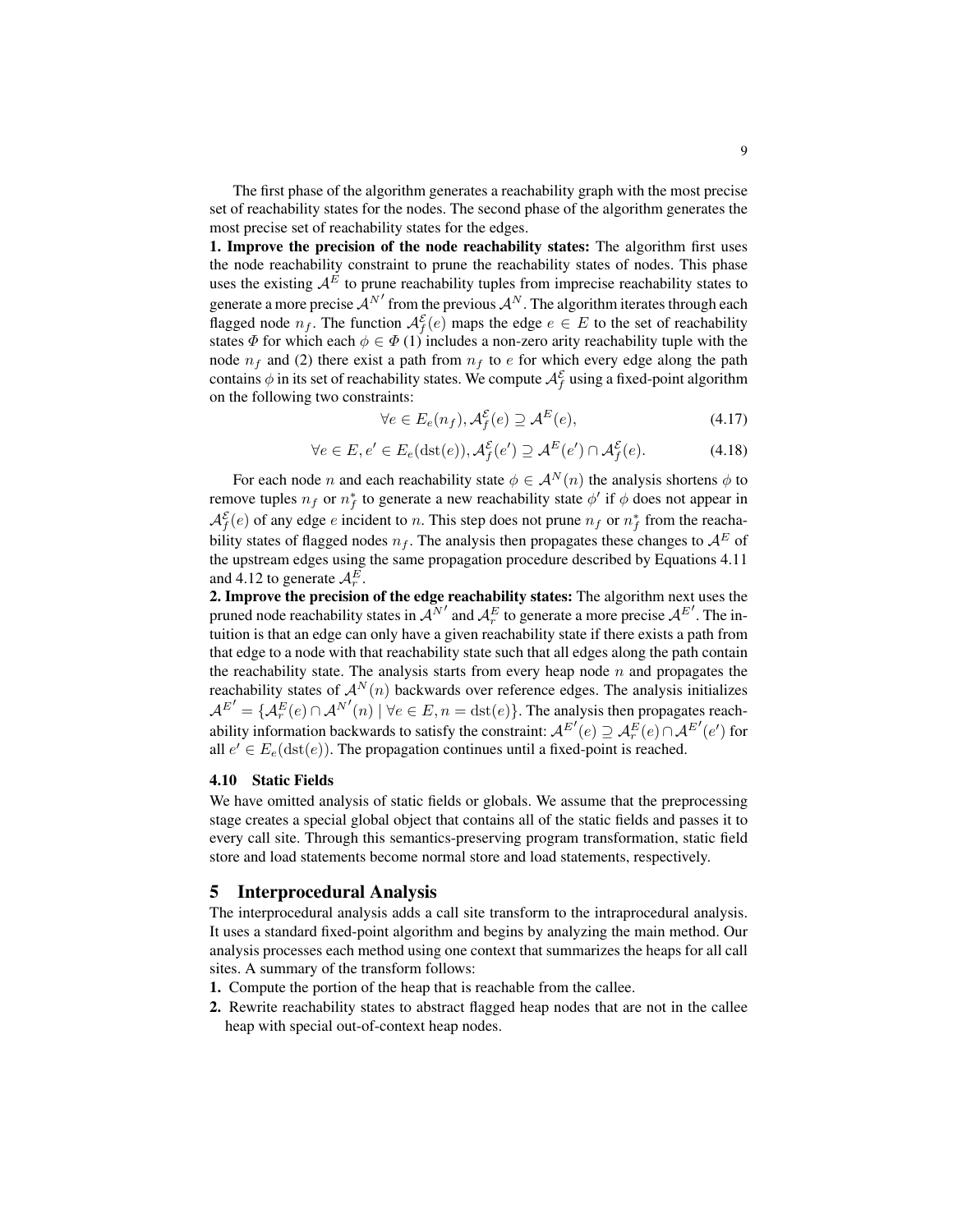The first phase of the algorithm generates a reachability graph with the most precise set of reachability states for the nodes. The second phase of the algorithm generates the most precise set of reachability states for the edges.

**1. Improve the precision of the node reachability states:** The algorithm first uses the node reachability constraint to prune the reachability states of nodes. This phase uses the existing $\mathcal{A}^E$ to prune reachability tuples from imprecise reachability states to generate a more precise $\mathcal{A}^{N'}$ from the previous $\mathcal{A}^N$. The algorithm iterates through each flagged node $n_f$. The function $\mathcal{A}_f^{\mathcal{E}}(e)$ maps the edge $e \in E$ to the set of reachability states $\Phi$ for which each $\phi \in \Phi$ (1) includes a non-zero arity reachability tuple with the node $n_f$ and (2) there exist a path from $n_f$ to $e$ for which every edge along the path contains $\phi$ in its set of reachability states. We compute $\mathcal{A}_f^{\mathcal{E}}$ using a fixed-point algorithm on the following two constraints:

$$\forall e \in E_e(n_f), \mathcal{A}_f^{\mathcal{E}}(e) \supseteq \mathcal{A}^E(e), \tag{4.17}$$

$$\forall e \in E, e' \in E_e(\mathrm{dst}(e)), \mathcal{A}_f^{\mathcal{E}}(e') \supseteq \mathcal{A}^E(e') \cap \mathcal{A}_f^{\mathcal{E}}(e). \tag{4.18}$$

For each node $n$ and each reachability state $\phi \in \mathcal{A}^N(n)$ the analysis shortens $\phi$ to remove tuples $n_f$ or $n_f^*$ to generate a new reachability state $\phi'$ if $\phi$ does not appear in $\mathcal{A}_f^{\mathcal{E}}(e)$ of any edge $e$ incident to $n$. This step does not prune $n_f$ or $n_f^*$ from the reachability states of flagged nodes $n_f$. The analysis then propagates these changes to $\mathcal{A}^E$ of the upstream edges using the same propagation procedure described by Equations 4.11 and 4.12 to generate $\mathcal{A}_r^E$.

**2. Improve the precision of the edge reachability states:** The algorithm next uses the pruned node reachability states in $\mathcal{A}^{N'}$ and $\mathcal{A}_r^E$ to generate a more precise $\mathcal{A}^{E'}$. The intuition is that an edge can only have a given reachability state if there exists a path from that edge to a node with that reachability state such that all edges along the path contain the reachability state. The analysis starts from every heap node $n$ and propagates the reachability states of $\mathcal{A}^N(n)$ backwards over reference edges. The analysis initializes $\mathcal{A}^{E'} = \{\mathcal{A}_r^E(e) \cap \mathcal{A}^{N'}(n) \mid \forall e \in E, n = \mathrm{dst}(e)\}$. The analysis then propagates reachability information backwards to satisfy the constraint: $\mathcal{A}^{E'}(e) \supseteq \mathcal{A}_r^E(e) \cap \mathcal{A}^{E'}(e')$ for all $e' \in E_e(\mathrm{dst}(e))$. The propagation continues until a fixed-point is reached.

### 4.10 Static Fields

We have omitted analysis of static fields or globals. We assume that the preprocessing stage creates a special global object that contains all of the static fields and passes it to every call site. Through this semantics-preserving program transformation, static field store and load statements become normal store and load statements, respectively.

## 5 Interprocedural Analysis

The interprocedural analysis adds a call site transform to the intraprocedural analysis. It uses a standard fixed-point algorithm and begins by analyzing the main method. Our analysis processes each method using one context that summarizes the heaps for all call sites. A summary of the transform follows:

1. Compute the portion of the heap that is reachable from the callee.
2. Rewrite reachability states to abstract flagged heap nodes that are not in the callee heap with special out-of-context heap nodes.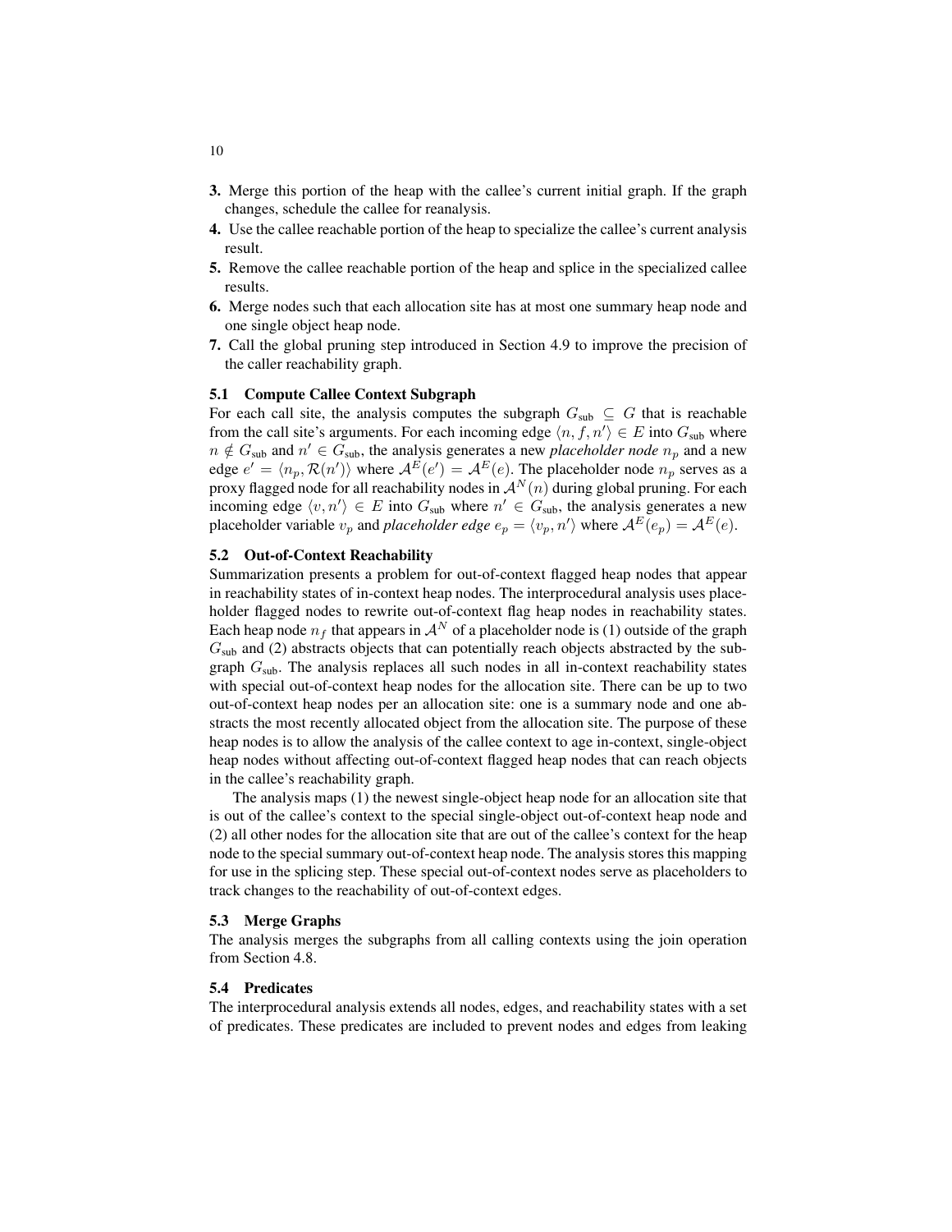**3.** Merge this portion of the heap with the callee's current initial graph. If the graph changes, schedule the callee for reanalysis.

**4.** Use the callee reachable portion of the heap to specialize the callee's current analysis result.

**5.** Remove the callee reachable portion of the heap and splice in the specialized callee results.

**6.** Merge nodes such that each allocation site has at most one summary heap node and one single object heap node.

**7.** Call the global pruning step introduced in Section 4.9 to improve the precision of the caller reachability graph.

### 5.1 Compute Callee Context Subgraph

For each call site, the analysis computes the subgraph $G_{\text{sub}} \subseteq G$ that is reachable from the call site's arguments. For each incoming edge $\langle n, f, n' \rangle \in E$ into $G_{\text{sub}}$ where $n \notin G_{\text{sub}}$ and $n' \in G_{\text{sub}}$, the analysis generates a new *placeholder node* $n_p$ and a new edge $e' = \langle n_p, \mathcal{R}(n') \rangle$ where $\mathcal{A}^E(e') = \mathcal{A}^E(e)$. The placeholder node $n_p$ serves as a proxy flagged node for all reachability nodes in $\mathcal{A}^N(n)$ during global pruning. For each incoming edge $\langle v, n' \rangle \in E$ into $G_{\text{sub}}$ where $n' \in G_{\text{sub}}$, the analysis generates a new placeholder variable $v_p$ and *placeholder edge* $e_p = \langle v_p, n' \rangle$ where $\mathcal{A}^E(e_p) = \mathcal{A}^E(e)$.

### 5.2 Out-of-Context Reachability

Summarization presents a problem for out-of-context flagged heap nodes that appear in reachability states of in-context heap nodes. The interprocedural analysis uses placeholder flagged nodes to rewrite out-of-context flag heap nodes in reachability states. Each heap node $n_f$ that appears in $\mathcal{A}^N$ of a placeholder node is (1) outside of the graph $G_{\text{sub}}$ and (2) abstracts objects that can potentially reach objects abstracted by the subgraph $G_{\text{sub}}$. The analysis replaces all such nodes in all in-context reachability states with special out-of-context heap nodes for the allocation site. There can be up to two out-of-context heap nodes per an allocation site: one is a summary node and one abstracts the most recently allocated object from the allocation site. The purpose of these heap nodes is to allow the analysis of the callee context to age in-context, single-object heap nodes without affecting out-of-context flagged heap nodes that can reach objects in the callee's reachability graph.

The analysis maps (1) the newest single-object heap node for an allocation site that is out of the callee's context to the special single-object out-of-context heap node and (2) all other nodes for the allocation site that are out of the callee's context for the heap node to the special summary out-of-context heap node. The analysis stores this mapping for use in the splicing step. These special out-of-context nodes serve as placeholders to track changes to the reachability of out-of-context edges.

### 5.3 Merge Graphs

The analysis merges the subgraphs from all calling contexts using the join operation from Section 4.8.

### 5.4 Predicates

The interprocedural analysis extends all nodes, edges, and reachability states with a set of predicates. These predicates are included to prevent nodes and edges from leaking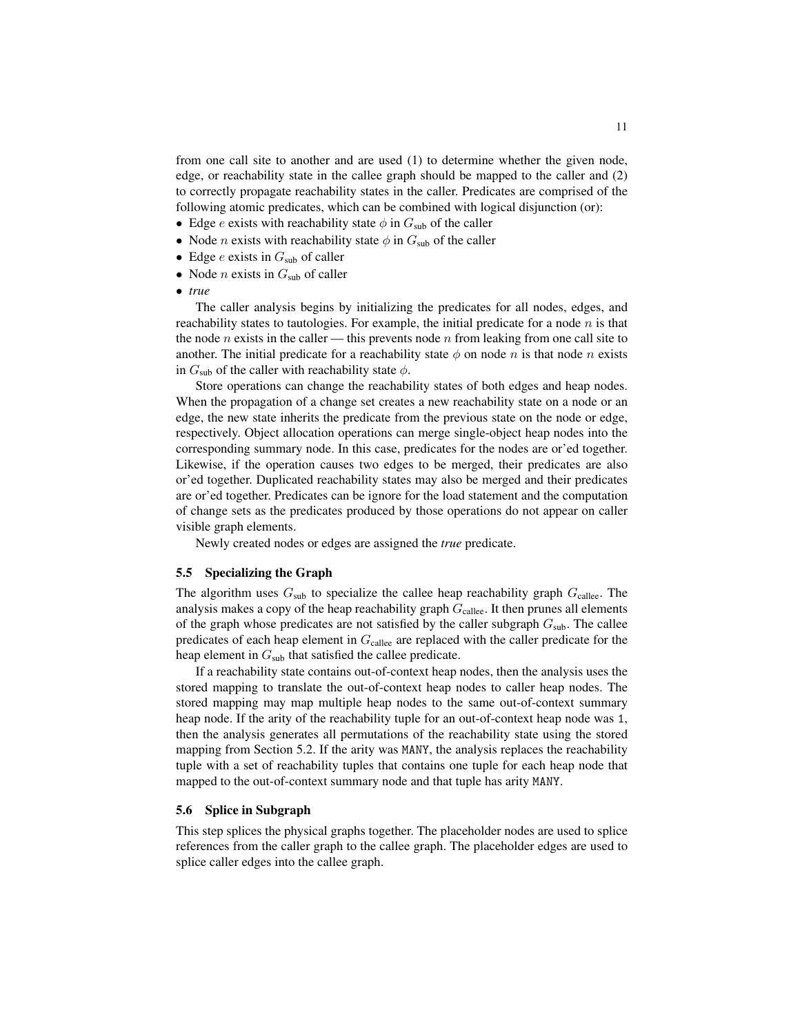from one call site to another and are used (1) to determine whether the given node, edge, or reachability state in the callee graph should be mapped to the caller and (2) to correctly propagate reachability states in the caller. Predicates are comprised of the following atomic predicates, which can be combined with logical disjunction (or):

- Edge $e$ exists with reachability state $\phi$ in $G_{\text{sub}}$ of the caller
- Node $n$ exists with reachability state $\phi$ in $G_{\text{sub}}$ of the caller
- Edge $e$ exists in $G_{\text{sub}}$ of caller
- Node $n$ exists in $G_{\text{sub}}$ of caller
- *true*

The caller analysis begins by initializing the predicates for all nodes, edges, and reachability states to tautologies. For example, the initial predicate for a node $n$ is that the node $n$ exists in the caller — this prevents node $n$ from leaking from one call site to another. The initial predicate for a reachability state $\phi$ on node $n$ is that node $n$ exists in $G_{\text{sub}}$ of the caller with reachability state $\phi$.

Store operations can change the reachability states of both edges and heap nodes. When the propagation of a change set creates a new reachability state on a node or an edge, the new state inherits the predicate from the previous state on the node or edge, respectively. Object allocation operations can merge single-object heap nodes into the corresponding summary node. In this case, predicates for the nodes are or'ed together. Likewise, if the operation causes two edges to be merged, their predicates are also or'ed together. Duplicated reachability states may also be merged and their predicates are or'ed together. Predicates can be ignore for the load statement and the computation of change sets as the predicates produced by those operations do not appear on caller visible graph elements.

Newly created nodes or edges are assigned the *true* predicate.

### 5.5 Specializing the Graph

The algorithm uses $G_{\text{sub}}$ to specialize the callee heap reachability graph $G_{\text{callee}}$. The analysis makes a copy of the heap reachability graph $G_{\text{callee}}$. It then prunes all elements of the graph whose predicates are not satisfied by the caller subgraph $G_{\text{sub}}$. The callee predicates of each heap element in $G_{\text{callee}}$ are replaced with the caller predicate for the heap element in $G_{\text{sub}}$ that satisfied the callee predicate.

If a reachability state contains out-of-context heap nodes, then the analysis uses the stored mapping to translate the out-of-context heap nodes to caller heap nodes. The stored mapping may map multiple heap nodes to the same out-of-context summary heap node. If the arity of the reachability tuple for an out-of-context heap node was `1`, then the analysis generates all permutations of the reachability state using the stored mapping from Section 5.2. If the arity was `MANY`, the analysis replaces the reachability tuple with a set of reachability tuples that contains one tuple for each heap node that mapped to the out-of-context summary node and that tuple has arity `MANY`.

### 5.6 Splice in Subgraph

This step splices the physical graphs together. The placeholder nodes are used to splice references from the caller graph to the callee graph. The placeholder edges are used to splice caller edges into the callee graph.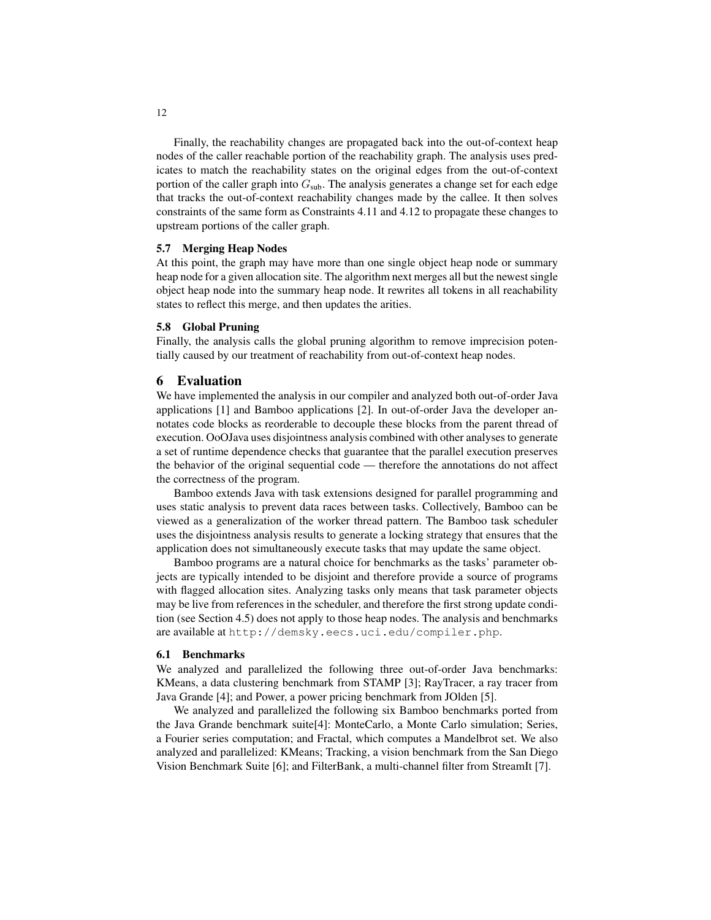Finally, the reachability changes are propagated back into the out-of-context heap nodes of the caller reachable portion of the reachability graph. The analysis uses predicates to match the reachability states on the original edges from the out-of-context portion of the caller graph into $G_{\text{sub}}$. The analysis generates a change set for each edge that tracks the out-of-context reachability changes made by the callee. It then solves constraints of the same form as Constraints 4.11 and 4.12 to propagate these changes to upstream portions of the caller graph.

### 5.7 Merging Heap Nodes

At this point, the graph may have more than one single object heap node or summary heap node for a given allocation site. The algorithm next merges all but the newest single object heap node into the summary heap node. It rewrites all tokens in all reachability states to reflect this merge, and then updates the arities.

### 5.8 Global Pruning

Finally, the analysis calls the global pruning algorithm to remove imprecision potentially caused by our treatment of reachability from out-of-context heap nodes.

## 6 Evaluation

We have implemented the analysis in our compiler and analyzed both out-of-order Java applications [1] and Bamboo applications [2]. In out-of-order Java the developer annotates code blocks as reorderable to decouple these blocks from the parent thread of execution. OoOJava uses disjointness analysis combined with other analyses to generate a set of runtime dependence checks that guarantee that the parallel execution preserves the behavior of the original sequential code — therefore the annotations do not affect the correctness of the program.

Bamboo extends Java with task extensions designed for parallel programming and uses static analysis to prevent data races between tasks. Collectively, Bamboo can be viewed as a generalization of the worker thread pattern. The Bamboo task scheduler uses the disjointness analysis results to generate a locking strategy that ensures that the application does not simultaneously execute tasks that may update the same object.

Bamboo programs are a natural choice for benchmarks as the tasks' parameter objects are typically intended to be disjoint and therefore provide a source of programs with flagged allocation sites. Analyzing tasks only means that task parameter objects may be live from references in the scheduler, and therefore the first strong update condition (see Section 4.5) does not apply to those heap nodes. The analysis and benchmarks are available at `http://demsky.eecs.uci.edu/compiler.php`.

### 6.1 Benchmarks

We analyzed and parallelized the following three out-of-order Java benchmarks: KMeans, a data clustering benchmark from STAMP [3]; RayTracer, a ray tracer from Java Grande [4]; and Power, a power pricing benchmark from JOlden [5].

We analyzed and parallelized the following six Bamboo benchmarks ported from the Java Grande benchmark suite[4]: MonteCarlo, a Monte Carlo simulation; Series, a Fourier series computation; and Fractal, which computes a Mandelbrot set. We also analyzed and parallelized: KMeans; Tracking, a vision benchmark from the San Diego Vision Benchmark Suite [6]; and FilterBank, a multi-channel filter from StreamIt [7].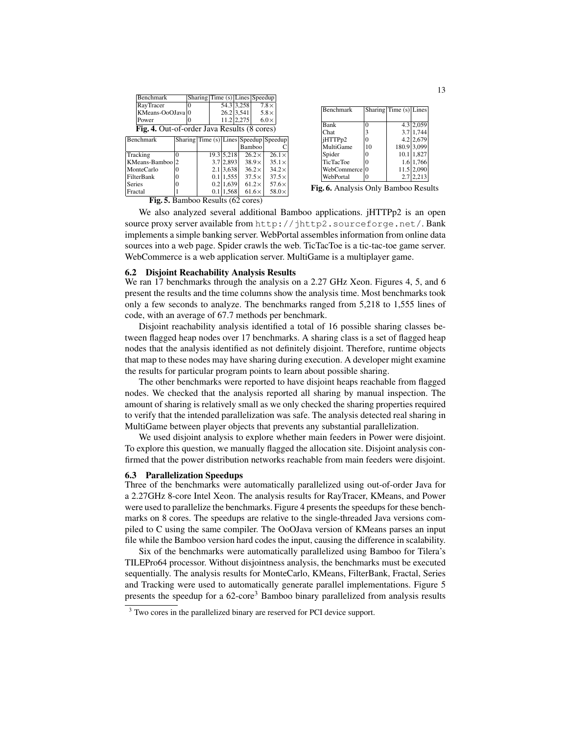| Benchmark | Sharing | Time (s) | Lines | Speedup |
| --- | --- | --- | --- | --- |
| RayTracer | 0 | 54.3 | 3,258 | 7.8× |
| KMeans-OoOJava | 0 | 26.2 | 3,541 | 5.8× |
| Power | 0 | 11.2 | 2,275 | 6.0× |

**Fig. 4.** Out-of-order Java Results (8 cores)

| Benchmark | Sharing | Time (s) | Lines | Speedup Bamboo | Speedup C |
| --- | --- | --- | --- | --- | --- |
| Tracking | 0 | 19.3 | 5,218 | 26.2× | 26.1× |
| KMeans-Bamboo | 2 | 3.7 | 2,893 | 38.9× | 35.1× |
| MonteCarlo | 0 | 2.1 | 3,638 | 36.2× | 34.2× |
| FilterBank | 0 | 0.1 | 1,555 | 37.5× | 37.5× |
| Series | 0 | 0.2 | 1,639 | 61.2× | 57.6× |
| Fractal | 1 | 0.1 | 1,568 | 61.6× | 58.0× |

**Fig. 5.** Bamboo Results (62 cores)

| Benchmark | Sharing | Time (s) | Lines |
| --- | --- | --- | --- |
| Bank | 0 | 4.3 | 2,059 |
| Chat | 3 | 3.7 | 1,744 |
| jHTTPp2 | 0 | 4.2 | 2,679 |
| MultiGame | 10 | 180.9 | 3,099 |
| Spider | 0 | 10.1 | 1,827 |
| TicTacToe | 0 | 1.6 | 1,766 |
| WebCommerce | 0 | 11.5 | 2,090 |
| WebPortal | 0 | 2.7 | 2,213 |

**Fig. 6.** Analysis Only Bamboo Results

We also analyzed several additional Bamboo applications. jHTTPp2 is an open source proxy server available from `http://jhttp2.sourceforge.net/`. Bank implements a simple banking server. WebPortal assembles information from online data sources into a web page. Spider crawls the web. TicTacToe is a tic-tac-toe game server. WebCommerce is a web application server. MultiGame is a multiplayer game.

### 6.2 Disjoint Reachability Analysis Results

We ran 17 benchmarks through the analysis on a 2.27 GHz Xeon. Figures 4, 5, and 6 present the results and the time columns show the analysis time. Most benchmarks took only a few seconds to analyze. The benchmarks ranged from 5,218 to 1,555 lines of code, with an average of 67.7 methods per benchmark.

Disjoint reachability analysis identified a total of 16 possible sharing classes between flagged heap nodes over 17 benchmarks. A sharing class is a set of flagged heap nodes that the analysis identified as not definitely disjoint. Therefore, runtime objects that map to these nodes may have sharing during execution. A developer might examine the results for particular program points to learn about possible sharing.

The other benchmarks were reported to have disjoint heaps reachable from flagged nodes. We checked that the analysis reported all sharing by manual inspection. The amount of sharing is relatively small as we only checked the sharing properties required to verify that the intended parallelization was safe. The analysis detected real sharing in MultiGame between player objects that prevents any substantial parallelization.

We used disjoint analysis to explore whether main feeders in Power were disjoint. To explore this question, we manually flagged the allocation site. Disjoint analysis confirmed that the power distribution networks reachable from main feeders were disjoint.

### 6.3 Parallelization Speedups

Three of the benchmarks were automatically parallelized using out-of-order Java for a 2.27GHz 8-core Intel Xeon. The analysis results for RayTracer, KMeans, and Power were used to parallelize the benchmarks. Figure 4 presents the speedups for these benchmarks on 8 cores. The speedups are relative to the single-threaded Java versions compiled to C using the same compiler. The OoOJava version of KMeans parses an input file while the Bamboo version hard codes the input, causing the difference in scalability.

Six of the benchmarks were automatically parallelized using Bamboo for Tilera's TILEPro64 processor. Without disjointness analysis, the benchmarks must be executed sequentially. The analysis results for MonteCarlo, KMeans, FilterBank, Fractal, Series and Tracking were used to automatically generate parallel implementations. Figure 5 presents the speedup for a 62-core[3] Bamboo binary parallelized from analysis results

[3] Two cores in the parallelized binary are reserved for PCI device support.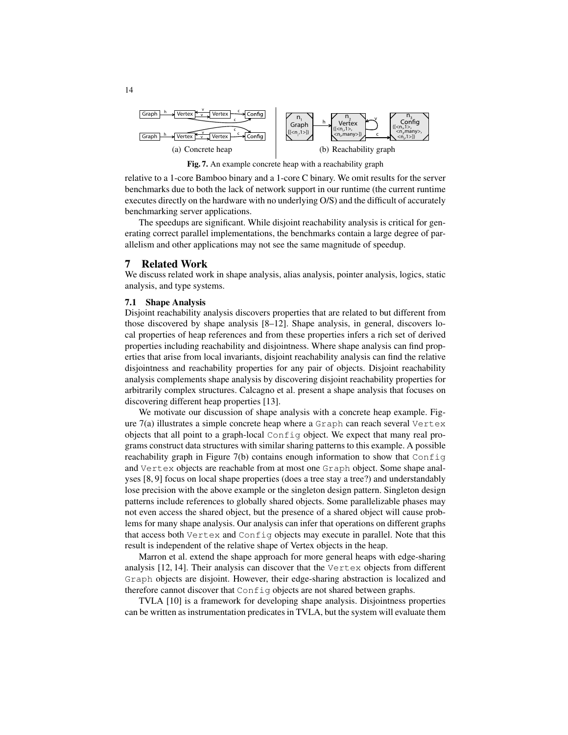Fig. 7. An example concrete heap with a reachability graph

(a) Concrete heap

(b) Reachability graph

relative to a 1-core Bamboo binary and a 1-core C binary. We omit results for the server benchmarks due to both the lack of network support in our runtime (the current runtime executes directly on the hardware with no underlying O/S) and the difficult of accurately benchmarking server applications.

The speedups are significant. While disjoint reachability analysis is critical for generating correct parallel implementations, the benchmarks contain a large degree of parallelism and other applications may not see the same magnitude of speedup.

## 7 Related Work

We discuss related work in shape analysis, alias analysis, pointer analysis, logics, static analysis, and type systems.

### 7.1 Shape Analysis

Disjoint reachability analysis discovers properties that are related to but different from those discovered by shape analysis [8–12]. Shape analysis, in general, discovers local properties of heap references and from these properties infers a rich set of derived properties including reachability and disjointness. Where shape analysis can find properties that arise from local invariants, disjoint reachability analysis can find the relative disjointness and reachability properties for any pair of objects. Disjoint reachability analysis complements shape analysis by discovering disjoint reachability properties for arbitrarily complex structures. Calcagno et al. present a shape analysis that focuses on discovering different heap properties [13].

We motivate our discussion of shape analysis with a concrete heap example. Figure 7(a) illustrates a simple concrete heap where a `Graph` can reach several `Vertex` objects that all point to a graph-local `Config` object. We expect that many real programs construct data structures with similar sharing patterns to this example. A possible reachability graph in Figure 7(b) contains enough information to show that `Config` and `Vertex` objects are reachable from at most one `Graph` object. Some shape analyses [8, 9] focus on local shape properties (does a tree stay a tree?) and understandably lose precision with the above example or the singleton design pattern. Singleton design patterns include references to globally shared objects. Some parallelizable phases may not even access the shared object, but the presence of a shared object will cause problems for many shape analysis. Our analysis can infer that operations on different graphs that access both `Vertex` and `Config` objects may execute in parallel. Note that this result is independent of the relative shape of Vertex objects in the heap.

Marron et al. extend the shape approach for more general heaps with edge-sharing analysis [12, 14]. Their analysis can discover that the `Vertex` objects from different `Graph` objects are disjoint. However, their edge-sharing abstraction is localized and therefore cannot discover that `Config` objects are not shared between graphs.

TVLA [10] is a framework for developing shape analysis. Disjointness properties can be written as instrumentation predicates in TVLA, but the system will evaluate them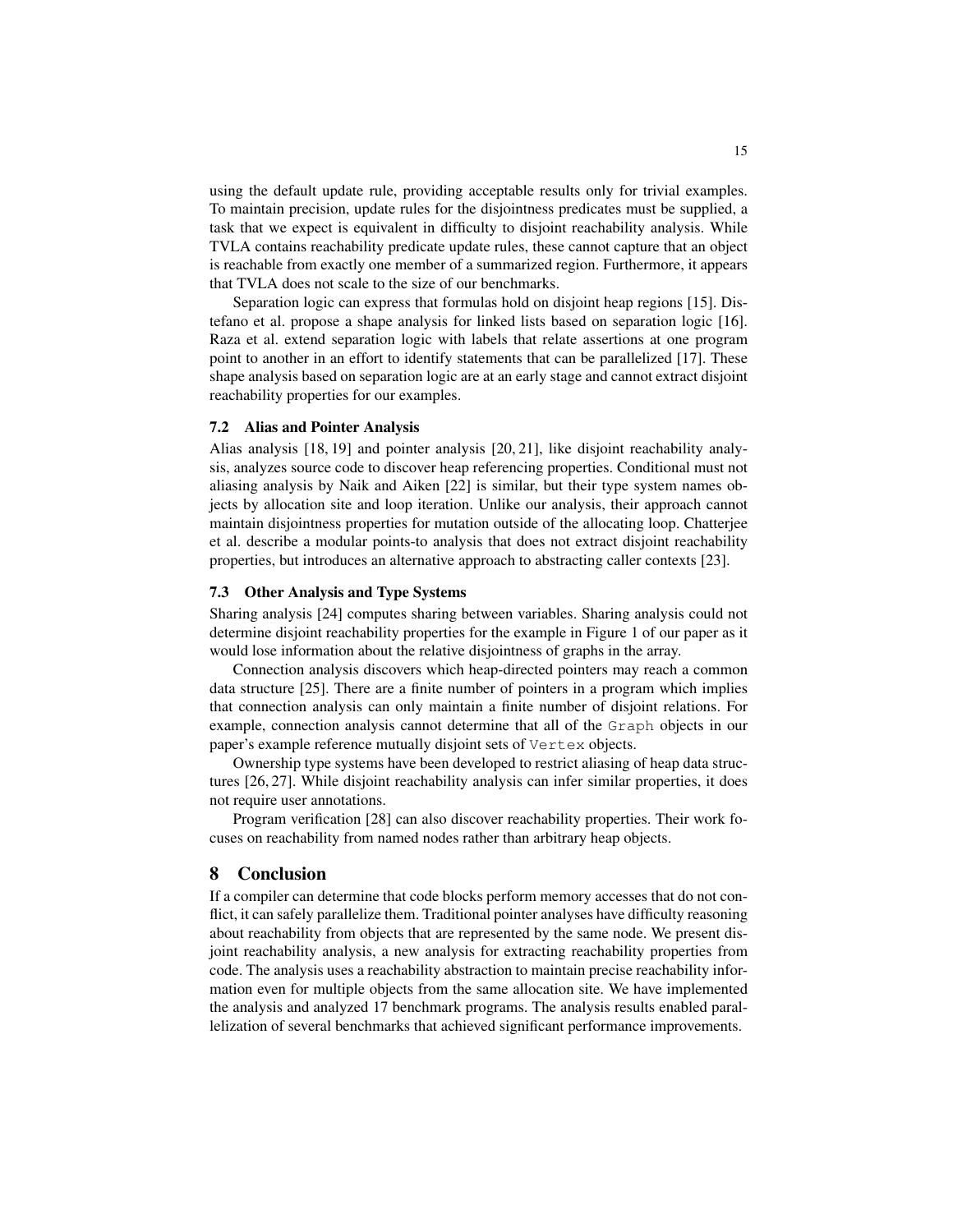using the default update rule, providing acceptable results only for trivial examples. To maintain precision, update rules for the disjointness predicates must be supplied, a task that we expect is equivalent in difficulty to disjoint reachability analysis. While TVLA contains reachability predicate update rules, these cannot capture that an object is reachable from exactly one member of a summarized region. Furthermore, it appears that TVLA does not scale to the size of our benchmarks.

Separation logic can express that formulas hold on disjoint heap regions [15]. Distefano et al. propose a shape analysis for linked lists based on separation logic [16]. Raza et al. extend separation logic with labels that relate assertions at one program point to another in an effort to identify statements that can be parallelized [17]. These shape analysis based on separation logic are at an early stage and cannot extract disjoint reachability properties for our examples.

### 7.2 Alias and Pointer Analysis

Alias analysis [18, 19] and pointer analysis [20, 21], like disjoint reachability analysis, analyzes source code to discover heap referencing properties. Conditional must not aliasing analysis by Naik and Aiken [22] is similar, but their type system names objects by allocation site and loop iteration. Unlike our analysis, their approach cannot maintain disjointness properties for mutation outside of the allocating loop. Chatterjee et al. describe a modular points-to analysis that does not extract disjoint reachability properties, but introduces an alternative approach to abstracting caller contexts [23].

### 7.3 Other Analysis and Type Systems

Sharing analysis [24] computes sharing between variables. Sharing analysis could not determine disjoint reachability properties for the example in Figure 1 of our paper as it would lose information about the relative disjointness of graphs in the array.

Connection analysis discovers which heap-directed pointers may reach a common data structure [25]. There are a finite number of pointers in a program which implies that connection analysis can only maintain a finite number of disjoint relations. For example, connection analysis cannot determine that all of the `Graph` objects in our paper's example reference mutually disjoint sets of `Vertex` objects.

Ownership type systems have been developed to restrict aliasing of heap data structures [26, 27]. While disjoint reachability analysis can infer similar properties, it does not require user annotations.

Program verification [28] can also discover reachability properties. Their work focuses on reachability from named nodes rather than arbitrary heap objects.

## 8 Conclusion

If a compiler can determine that code blocks perform memory accesses that do not conflict, it can safely parallelize them. Traditional pointer analyses have difficulty reasoning about reachability from objects that are represented by the same node. We present disjoint reachability analysis, a new analysis for extracting reachability properties from code. The analysis uses a reachability abstraction to maintain precise reachability information even for multiple objects from the same allocation site. We have implemented the analysis and analyzed 17 benchmark programs. The analysis results enabled parallelization of several benchmarks that achieved significant performance improvements.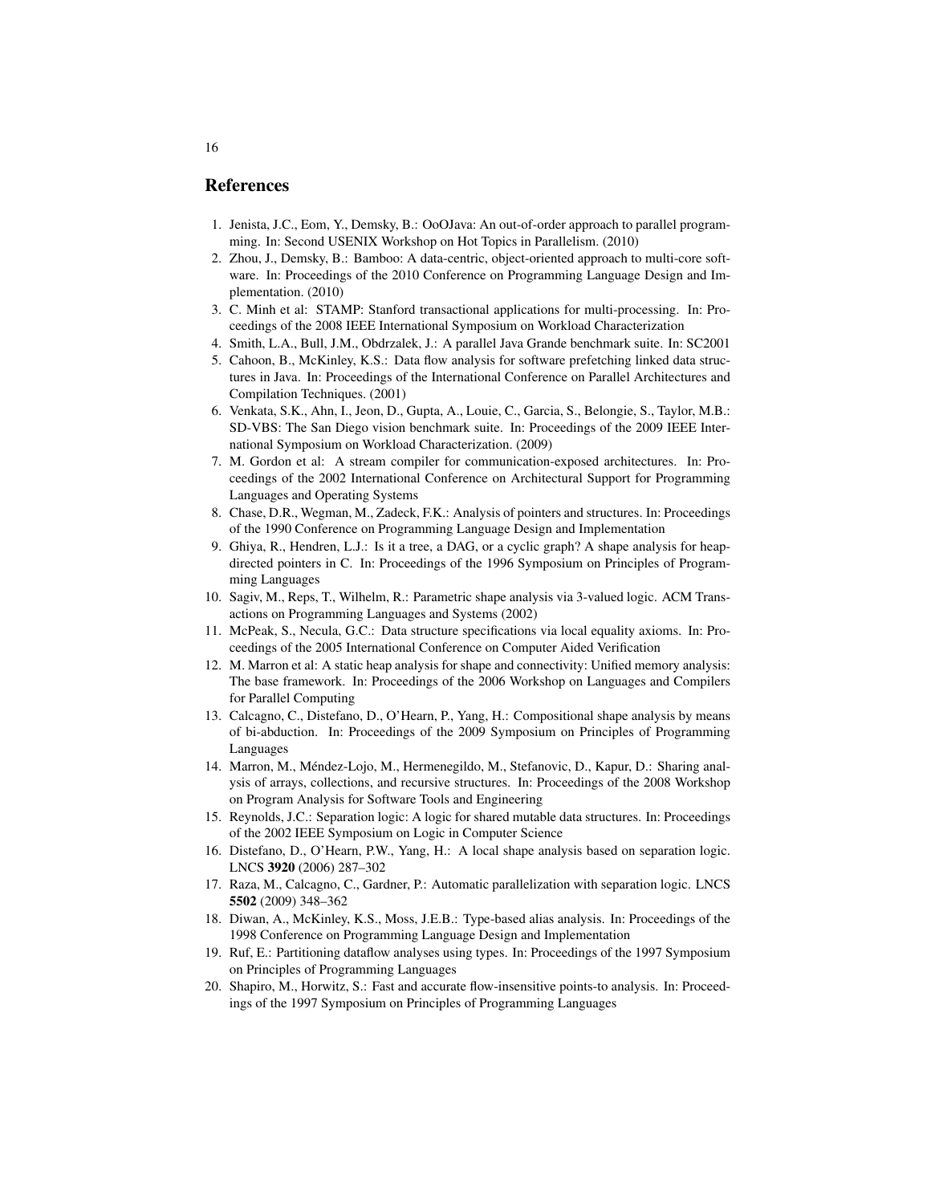## References

1. Jenista, J.C., Eom, Y., Demsky, B.: OoOJava: An out-of-order approach to parallel programming. In: Second USENIX Workshop on Hot Topics in Parallelism. (2010)
2. Zhou, J., Demsky, B.: Bamboo: A data-centric, object-oriented approach to multi-core software. In: Proceedings of the 2010 Conference on Programming Language Design and Implementation. (2010)
3. C. Minh et al: STAMP: Stanford transactional applications for multi-processing. In: Proceedings of the 2008 IEEE International Symposium on Workload Characterization
4. Smith, L.A., Bull, J.M., Obdrzalek, J.: A parallel Java Grande benchmark suite. In: SC2001
5. Cahoon, B., McKinley, K.S.: Data flow analysis for software prefetching linked data structures in Java. In: Proceedings of the International Conference on Parallel Architectures and Compilation Techniques. (2001)
6. Venkata, S.K., Ahn, I., Jeon, D., Gupta, A., Louie, C., Garcia, S., Belongie, S., Taylor, M.B.: SD-VBS: The San Diego vision benchmark suite. In: Proceedings of the 2009 IEEE International Symposium on Workload Characterization. (2009)
7. M. Gordon et al: A stream compiler for communication-exposed architectures. In: Proceedings of the 2002 International Conference on Architectural Support for Programming Languages and Operating Systems
8. Chase, D.R., Wegman, M., Zadeck, F.K.: Analysis of pointers and structures. In: Proceedings of the 1990 Conference on Programming Language Design and Implementation
9. Ghiya, R., Hendren, L.J.: Is it a tree, a DAG, or a cyclic graph? A shape analysis for heap-directed pointers in C. In: Proceedings of the 1996 Symposium on Principles of Programming Languages
10. Sagiv, M., Reps, T., Wilhelm, R.: Parametric shape analysis via 3-valued logic. ACM Transactions on Programming Languages and Systems (2002)
11. McPeak, S., Necula, G.C.: Data structure specifications via local equality axioms. In: Proceedings of the 2005 International Conference on Computer Aided Verification
12. M. Marron et al: A static heap analysis for shape and connectivity: Unified memory analysis: The base framework. In: Proceedings of the 2006 Workshop on Languages and Compilers for Parallel Computing
13. Calcagno, C., Distefano, D., O'Hearn, P., Yang, H.: Compositional shape analysis by means of bi-abduction. In: Proceedings of the 2009 Symposium on Principles of Programming Languages
14. Marron, M., Méndez-Lojo, M., Hermenegildo, M., Stefanovic, D., Kapur, D.: Sharing analysis of arrays, collections, and recursive structures. In: Proceedings of the 2008 Workshop on Program Analysis for Software Tools and Engineering
15. Reynolds, J.C.: Separation logic: A logic for shared mutable data structures. In: Proceedings of the 2002 IEEE Symposium on Logic in Computer Science
16. Distefano, D., O'Hearn, P.W., Yang, H.: A local shape analysis based on separation logic. LNCS **3920** (2006) 287–302
17. Raza, M., Calcagno, C., Gardner, P.: Automatic parallelization with separation logic. LNCS **5502** (2009) 348–362
18. Diwan, A., McKinley, K.S., Moss, J.E.B.: Type-based alias analysis. In: Proceedings of the 1998 Conference on Programming Language Design and Implementation
19. Ruf, E.: Partitioning dataflow analyses using types. In: Proceedings of the 1997 Symposium on Principles of Programming Languages
20. Shapiro, M., Horwitz, S.: Fast and accurate flow-insensitive points-to analysis. In: Proceedings of the 1997 Symposium on Principles of Programming Languages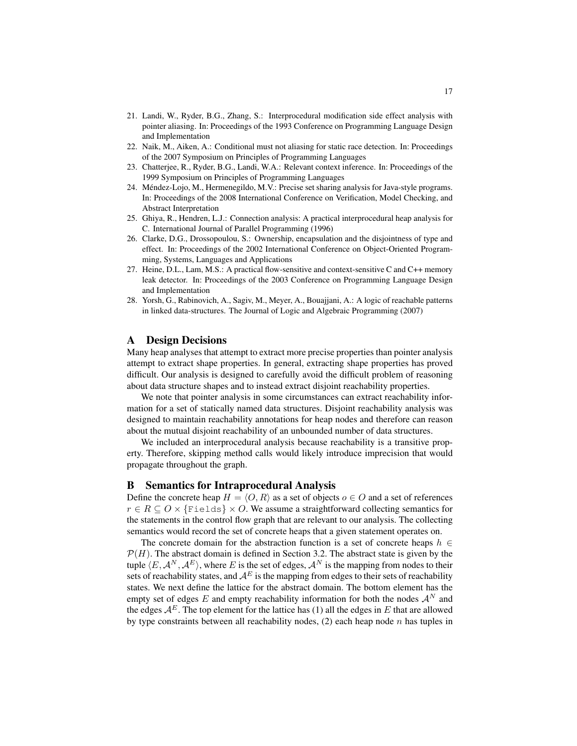21. Landi, W., Ryder, B.G., Zhang, S.: Interprocedural modification side effect analysis with pointer aliasing. In: Proceedings of the 1993 Conference on Programming Language Design and Implementation
22. Naik, M., Aiken, A.: Conditional must not aliasing for static race detection. In: Proceedings of the 2007 Symposium on Principles of Programming Languages
23. Chatterjee, R., Ryder, B.G., Landi, W.A.: Relevant context inference. In: Proceedings of the 1999 Symposium on Principles of Programming Languages
24. Méndez-Lojo, M., Hermenegildo, M.V.: Precise set sharing analysis for Java-style programs. In: Proceedings of the 2008 International Conference on Verification, Model Checking, and Abstract Interpretation
25. Ghiya, R., Hendren, L.J.: Connection analysis: A practical interprocedural heap analysis for C. International Journal of Parallel Programming (1996)
26. Clarke, D.G., Drossopoulou, S.: Ownership, encapsulation and the disjointness of type and effect. In: Proceedings of the 2002 International Conference on Object-Oriented Programming, Systems, Languages and Applications
27. Heine, D.L., Lam, M.S.: A practical flow-sensitive and context-sensitive C and C++ memory leak detector. In: Proceedings of the 2003 Conference on Programming Language Design and Implementation
28. Yorsh, G., Rabinovich, A., Sagiv, M., Meyer, A., Bouajjani, A.: A logic of reachable patterns in linked data-structures. The Journal of Logic and Algebraic Programming (2007)

# A Design Decisions

Many heap analyses that attempt to extract more precise properties than pointer analysis attempt to extract shape properties. In general, extracting shape properties has proved difficult. Our analysis is designed to carefully avoid the difficult problem of reasoning about data structure shapes and to instead extract disjoint reachability properties.

We note that pointer analysis in some circumstances can extract reachability information for a set of statically named data structures. Disjoint reachability analysis was designed to maintain reachability annotations for heap nodes and therefore can reason about the mutual disjoint reachability of an unbounded number of data structures.

We included an interprocedural analysis because reachability is a transitive property. Therefore, skipping method calls would likely introduce imprecision that would propagate throughout the graph.

# B Semantics for Intraprocedural Analysis

Define the concrete heap $H = \langle O, R \rangle$ as a set of objects $o \in O$ and a set of references $r \in R \subseteq O \times \{\texttt{Fields}\} \times O$. We assume a straightforward collecting semantics for the statements in the control flow graph that are relevant to our analysis. The collecting semantics would record the set of concrete heaps that a given statement operates on.

The concrete domain for the abstraction function is a set of concrete heaps $h \in \mathcal{P}(H)$. The abstract domain is defined in Section 3.2. The abstract state is given by the tuple $\langle E, \mathcal{A}^N, \mathcal{A}^E \rangle$, where $E$ is the set of edges, $\mathcal{A}^N$ is the mapping from nodes to their sets of reachability states, and $\mathcal{A}^E$ is the mapping from edges to their sets of reachability states. We next define the lattice for the abstract domain. The bottom element has the empty set of edges $E$ and empty reachability information for both the nodes $\mathcal{A}^N$ and the edges $\mathcal{A}^E$. The top element for the lattice has (1) all the edges in $E$ that are allowed by type constraints between all reachability nodes, (2) each heap node $n$ has tuples in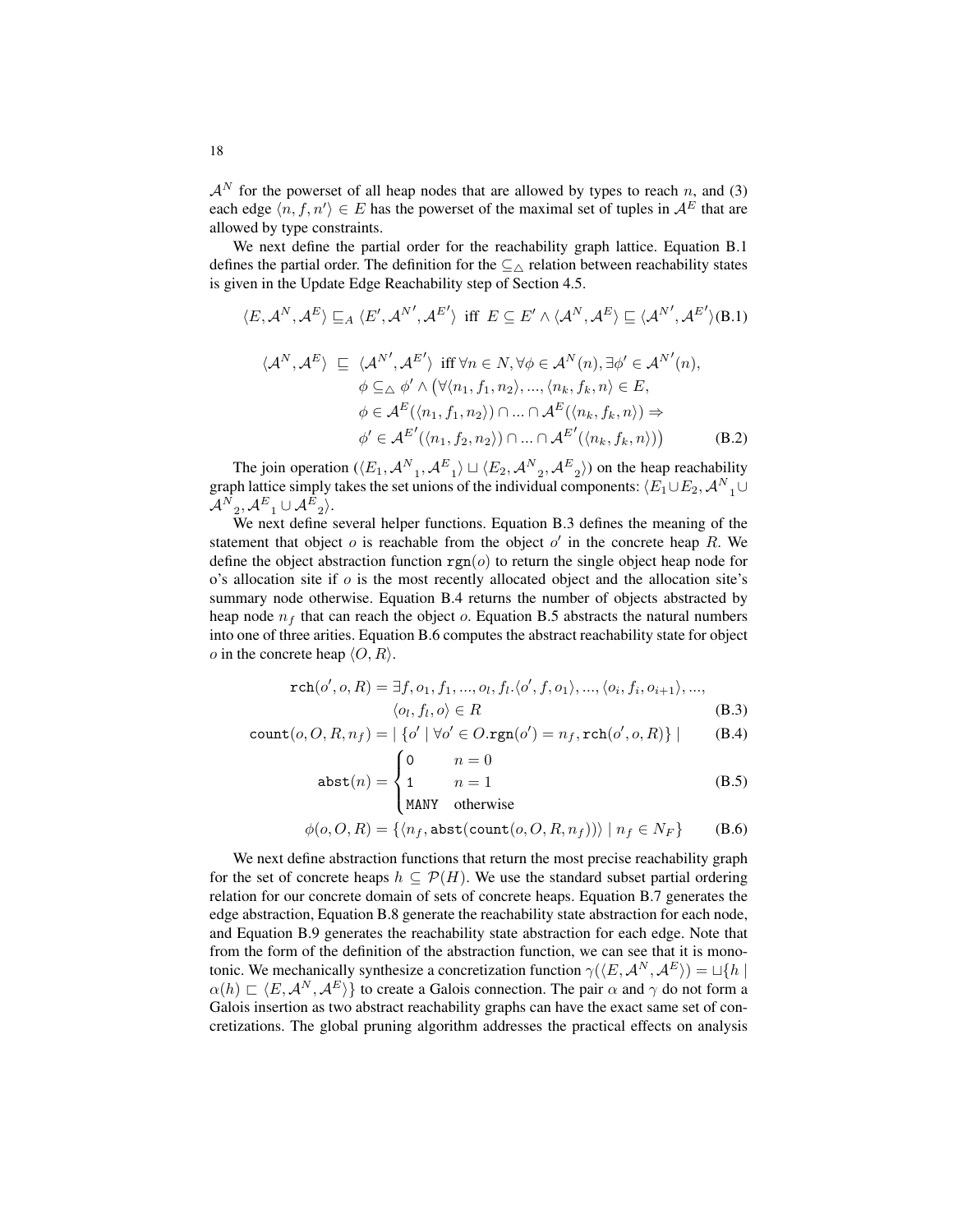$\mathcal{A}^N$ for the powerset of all heap nodes that are allowed by types to reach $n$, and (3) each edge $\langle n, f, n' \rangle \in E$ has the powerset of the maximal set of tuples in $\mathcal{A}^E$ that are allowed by type constraints.

We next define the partial order for the reachability graph lattice. Equation B.1 defines the partial order. The definition for the $\subseteq_\triangle$ relation between reachability states is given in the Update Edge Reachability step of Section 4.5.

$$\langle E, \mathcal{A}^N, \mathcal{A}^E \rangle \sqsubseteq_A \langle E', \mathcal{A}^{N'}, \mathcal{A}^{E'} \rangle \text{ iff } E \subseteq E' \wedge \langle \mathcal{A}^N, \mathcal{A}^E \rangle \sqsubseteq \langle \mathcal{A}^{N'}, \mathcal{A}^{E'} \rangle \tag{B.1}$$

$$\begin{aligned}
\langle \mathcal{A}^N, \mathcal{A}^E \rangle \sqsubseteq \langle \mathcal{A}^{N'}, \mathcal{A}^{E'} \rangle \text{ iff } & \forall n \in N, \forall \phi \in \mathcal{A}^N(n), \exists \phi' \in \mathcal{A}^{N'}(n), \\
& \phi \subseteq_\triangle \phi' \wedge \big(\forall \langle n_1, f_1, n_2 \rangle, ..., \langle n_k, f_k, n \rangle \in E, \\
& \phi \in \mathcal{A}^E(\langle n_1, f_1, n_2 \rangle) \cap ... \cap \mathcal{A}^E(\langle n_k, f_k, n \rangle) \Rightarrow \\
& \phi' \in \mathcal{A}^{E'}(\langle n_1, f_2, n_2 \rangle) \cap ... \cap \mathcal{A}^{E'}(\langle n_k, f_k, n \rangle)\big)
\end{aligned} \tag{B.2}$$

The join operation ($\langle E_1, \mathcal{A}^N{}_1, \mathcal{A}^E{}_1 \rangle \sqcup \langle E_2, \mathcal{A}^N{}_2, \mathcal{A}^E{}_2 \rangle$) on the heap reachability graph lattice simply takes the set unions of the individual components: $\langle E_1 \cup E_2, \mathcal{A}^N{}_1 \cup \mathcal{A}^N{}_2, \mathcal{A}^E{}_1 \cup \mathcal{A}^E{}_2 \rangle$.

We next define several helper functions. Equation B.3 defines the meaning of the statement that object $o$ is reachable from the object $o'$ in the concrete heap $R$. We define the object abstraction function $\texttt{rgn}(o)$ to return the single object heap node for o's allocation site if $o$ is the most recently allocated object and the allocation site's summary node otherwise. Equation B.4 returns the number of objects abstracted by heap node $n_f$ that can reach the object $o$. Equation B.5 abstracts the natural numbers into one of three arities. Equation B.6 computes the abstract reachability state for object $o$ in the concrete heap $\langle O, R \rangle$.

$$\begin{aligned}
\texttt{rch}(o', o, R) = & \exists f, o_1, f_1, ..., o_l, f_l. \langle o', f, o_1 \rangle, ..., \langle o_i, f_i, o_{i+1} \rangle, ..., \\
& \langle o_l, f_l, o \rangle \in R
\end{aligned} \tag{B.3}$$

$$\texttt{count}(o, O, R, n_f) = |\ \{o' \mid \forall o' \in O. \texttt{rgn}(o') = n_f, \texttt{rch}(o', o, R)\}\ | \tag{B.4}$$

$$\texttt{abst}(n) = \begin{cases} \texttt{0} & n = 0 \\ \texttt{1} & n = 1 \\ \texttt{MANY} & \text{otherwise} \end{cases} \tag{B.5}$$

$$\phi(o, O, R) = \{\langle n_f, \texttt{abst}(\texttt{count}(o, O, R, n_f)) \rangle \mid n_f \in N_F\} \tag{B.6}$$

We next define abstraction functions that return the most precise reachability graph for the set of concrete heaps $h \subseteq \mathcal{P}(H)$. We use the standard subset partial ordering relation for our concrete domain of sets of concrete heaps. Equation B.7 generates the edge abstraction, Equation B.8 generate the reachability state abstraction for each node, and Equation B.9 generates the reachability state abstraction for each edge. Note that from the form of the definition of the abstraction function, we can see that it is monotonic. We mechanically synthesize a concretization function $\gamma(\langle E, \mathcal{A}^N, \mathcal{A}^E \rangle) = \sqcup\{h \mid \alpha(h) \sqsubset \langle E, \mathcal{A}^N, \mathcal{A}^E \rangle\}$ to create a Galois connection. The pair $\alpha$ and $\gamma$ do not form a Galois insertion as two abstract reachability graphs can have the exact same set of concretizations. The global pruning algorithm addresses the practical effects on analysis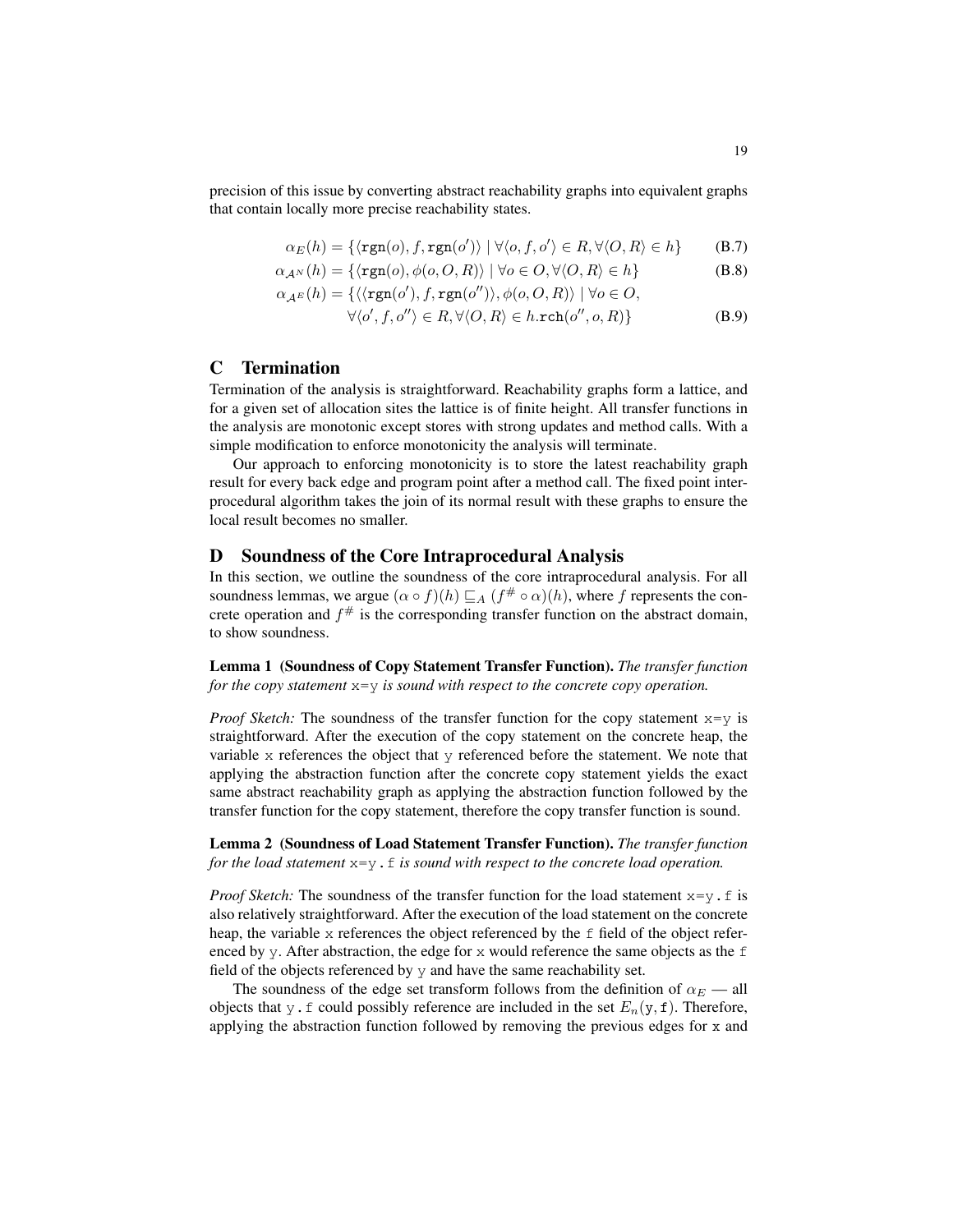precision of this issue by converting abstract reachability graphs into equivalent graphs that contain locally more precise reachability states.

$$\alpha_E(h) = \{\langle \texttt{rgn}(o), f, \texttt{rgn}(o') \rangle \mid \forall \langle o, f, o' \rangle \in R, \forall \langle O, R \rangle \in h\} \tag{B.7}$$

$$\alpha_{\mathcal{A}^N}(h) = \{\langle \texttt{rgn}(o), \phi(o, O, R) \rangle \mid \forall o \in O, \forall \langle O, R \rangle \in h\} \tag{B.8}$$

$$\begin{aligned} \alpha_{\mathcal{A}^E}(h) = \{\langle \langle \texttt{rgn}(o'), f, \texttt{rgn}(o'') \rangle, \phi(o, O, R) \rangle \mid \forall o \in O,& \\ \forall \langle o', f, o'' \rangle \in R, \forall \langle O, R \rangle \in h.\texttt{rch}(o'', o, R)\}& \end{aligned} \tag{B.9}$$

## C Termination

Termination of the analysis is straightforward. Reachability graphs form a lattice, and for a given set of allocation sites the lattice is of finite height. All transfer functions in the analysis are monotonic except stores with strong updates and method calls. With a simple modification to enforce monotonicity the analysis will terminate.

Our approach to enforcing monotonicity is to store the latest reachability graph result for every back edge and program point after a method call. The fixed point interprocedural algorithm takes the join of its normal result with these graphs to ensure the local result becomes no smaller.

## D Soundness of the Core Intraprocedural Analysis

In this section, we outline the soundness of the core intraprocedural analysis. For all soundness lemmas, we argue $(\alpha \circ f)(h) \sqsubseteq_A (f^{\#} \circ \alpha)(h)$, where $f$ represents the concrete operation and $f^{\#}$ is the corresponding transfer function on the abstract domain, to show soundness.

**Lemma 1 (Soundness of Copy Statement Transfer Function).** *The transfer function for the copy statement* `x=y` *is sound with respect to the concrete copy operation.*

*Proof Sketch:* The soundness of the transfer function for the copy statement `x=y` is straightforward. After the execution of the copy statement on the concrete heap, the variable `x` references the object that `y` referenced before the statement. We note that applying the abstraction function after the concrete copy statement yields the exact same abstract reachability graph as applying the abstraction function followed by the transfer function for the copy statement, therefore the copy transfer function is sound.

**Lemma 2 (Soundness of Load Statement Transfer Function).** *The transfer function for the load statement* `x=y.f` *is sound with respect to the concrete load operation.*

*Proof Sketch:* The soundness of the transfer function for the load statement `x=y.f` is also relatively straightforward. After the execution of the load statement on the concrete heap, the variable `x` references the object referenced by the `f` field of the object referenced by `y`. After abstraction, the edge for `x` would reference the same objects as the `f` field of the objects referenced by `y` and have the same reachability set.

The soundness of the edge set transform follows from the definition of $\alpha_E$ — all objects that `y.f` could possibly reference are included in the set $E_n(\texttt{y}, \texttt{f})$. Therefore, applying the abstraction function followed by removing the previous edges for `x` and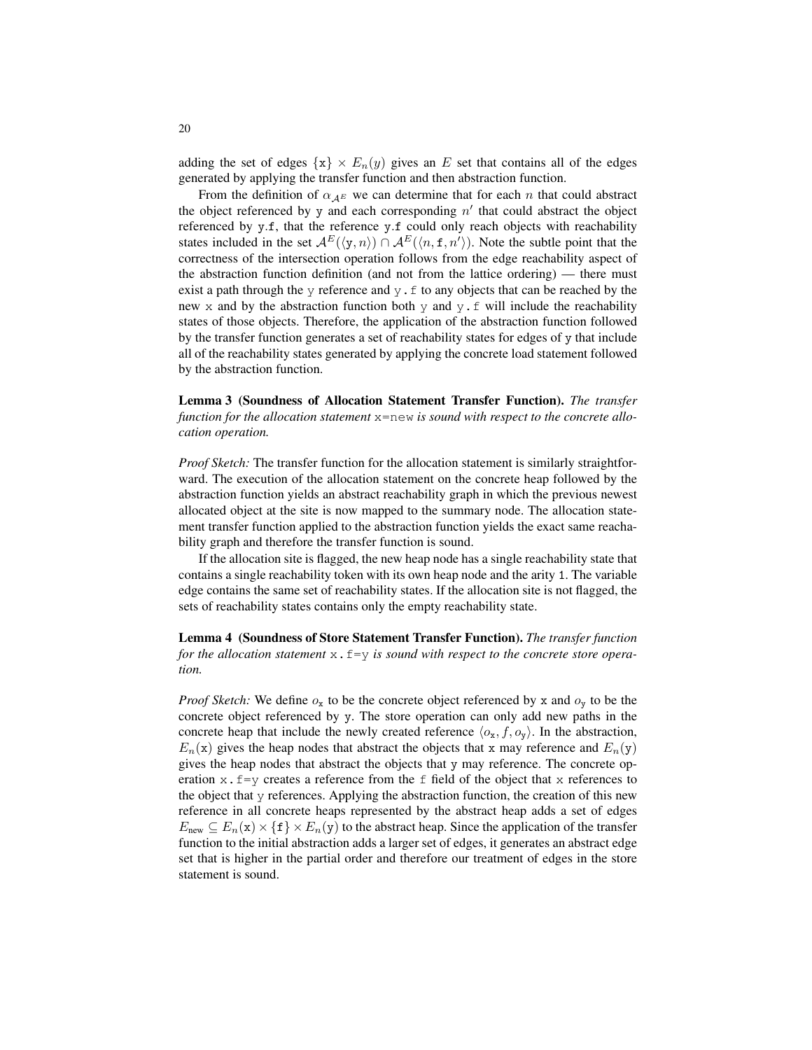adding the set of edges $\{\mathtt{x}\} \times E_n(y)$ gives an $E$ set that contains all of the edges generated by applying the transfer function and then abstraction function.

From the definition of $\alpha_{\mathcal{A}^E}$ we can determine that for each $n$ that could abstract the object referenced by y and each corresponding $n'$ that could abstract the object referenced by y.f, that the reference y.f could only reach objects with reachability states included in the set $\mathcal{A}^E(\langle \mathtt{y}, n\rangle) \cap \mathcal{A}^E(\langle n, \mathtt{f}, n'\rangle)$. Note the subtle point that the correctness of the intersection operation follows from the edge reachability aspect of the abstraction function definition (and not from the lattice ordering) — there must exist a path through the y reference and y.f to any objects that can be reached by the new x and by the abstraction function both y and y.f will include the reachability states of those objects. Therefore, the application of the abstraction function followed by the transfer function generates a set of reachability states for edges of y that include all of the reachability states generated by applying the concrete load statement followed by the abstraction function.

**Lemma 3 (Soundness of Allocation Statement Transfer Function).** *The transfer function for the allocation statement* x=new *is sound with respect to the concrete allocation operation.*

*Proof Sketch:* The transfer function for the allocation statement is similarly straightforward. The execution of the allocation statement on the concrete heap followed by the abstraction function yields an abstract reachability graph in which the previous newest allocated object at the site is now mapped to the summary node. The allocation statement transfer function applied to the abstraction function yields the exact same reachability graph and therefore the transfer function is sound.

If the allocation site is flagged, the new heap node has a single reachability state that contains a single reachability token with its own heap node and the arity 1. The variable edge contains the same set of reachability states. If the allocation site is not flagged, the sets of reachability states contains only the empty reachability state.

**Lemma 4 (Soundness of Store Statement Transfer Function).** *The transfer function for the allocation statement* x.f=y *is sound with respect to the concrete store operation.*

*Proof Sketch:* We define $o_{\mathtt{x}}$ to be the concrete object referenced by x and $o_{\mathtt{y}}$ to be the concrete object referenced by y. The store operation can only add new paths in the concrete heap that include the newly created reference $\langle o_{\mathtt{x}}, f, o_{\mathtt{y}}\rangle$. In the abstraction, $E_n(\mathtt{x})$ gives the heap nodes that abstract the objects that x may reference and $E_n(\mathtt{y})$ gives the heap nodes that abstract the objects that y may reference. The concrete operation x.f=y creates a reference from the f field of the object that x references to the object that y references. Applying the abstraction function, the creation of this new reference in all concrete heaps represented by the abstract heap adds a set of edges $E_{\text{new}} \subseteq E_n(\mathtt{x}) \times \{\mathtt{f}\} \times E_n(\mathtt{y})$ to the abstract heap. Since the application of the transfer function to the initial abstraction adds a larger set of edges, it generates an abstract edge set that is higher in the partial order and therefore our treatment of edges in the store statement is sound.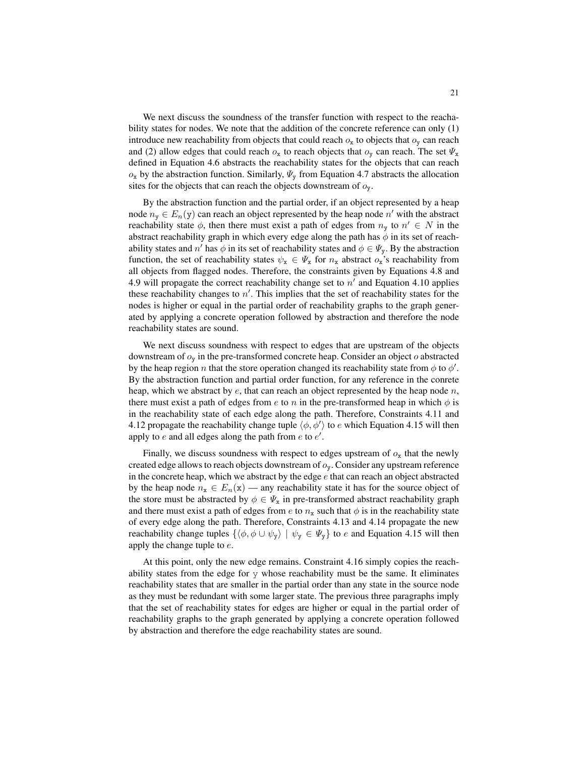We next discuss the soundness of the transfer function with respect to the reachability states for nodes. We note that the addition of the concrete reference can only (1) introduce new reachability from objects that could reach $o_{\mathtt{x}}$ to objects that $o_{\mathtt{y}}$ can reach and (2) allow edges that could reach $o_{\mathtt{x}}$ to reach objects that $o_{\mathtt{y}}$ can reach. The set $\Psi_{\mathtt{x}}$ defined in Equation 4.6 abstracts the reachability states for the objects that can reach $o_{\mathtt{x}}$ by the abstraction function. Similarly, $\Psi_{\mathtt{y}}$ from Equation 4.7 abstracts the allocation sites for the objects that can reach the objects downstream of $o_{\mathtt{y}}$.

By the abstraction function and the partial order, if an object represented by a heap node $n_{\mathtt{y}} \in E_n(\mathtt{y})$ can reach an object represented by the heap node $n'$ with the abstract reachability state $\phi$, then there must exist a path of edges from $n_{\mathtt{y}}$ to $n' \in N$ in the abstract reachability graph in which every edge along the path has $\phi$ in its set of reachability states and $n'$ has $\phi$ in its set of reachability states and $\phi \in \Psi_{\mathtt{y}}$. By the abstraction function, the set of reachability states $\psi_{\mathtt{x}} \in \Psi_{\mathtt{x}}$ for $n_{\mathtt{x}}$ abstract $o_{\mathtt{x}}$'s reachability from all objects from flagged nodes. Therefore, the constraints given by Equations 4.8 and 4.9 will propagate the correct reachability change set to $n'$ and Equation 4.10 applies these reachability changes to $n'$. This implies that the set of reachability states for the nodes is higher or equal in the partial order of reachability graphs to the graph generated by applying a concrete operation followed by abstraction and therefore the node reachability states are sound.

We next discuss soundness with respect to edges that are upstream of the objects downstream of $o_{\mathtt{y}}$ in the pre-transformed concrete heap. Consider an object $o$ abstracted by the heap region $n$ that the store operation changed its reachability state from $\phi$ to $\phi'$. By the abstraction function and partial order function, for any reference in the conrete heap, which we abstract by $e$, that can reach an object represented by the heap node $n$, there must exist a path of edges from $e$ to $n$ in the pre-transformed heap in which $\phi$ is in the reachability state of each edge along the path. Therefore, Constraints 4.11 and 4.12 propagate the reachability change tuple $\langle \phi, \phi' \rangle$ to $e$ which Equation 4.15 will then apply to $e$ and all edges along the path from $e$ to $e'$.

Finally, we discuss soundness with respect to edges upstream of $o_{\mathtt{x}}$ that the newly created edge allows to reach objects downstream of $o_{\mathtt{y}}$. Consider any upstream reference in the concrete heap, which we abstract by the edge $e$ that can reach an object abstracted by the heap node $n_{\mathtt{x}} \in E_n(\mathtt{x})$ — any reachability state it has for the source object of the store must be abstracted by $\phi \in \Psi_{\mathtt{x}}$ in pre-transformed abstract reachability graph and there must exist a path of edges from $e$ to $n_{\mathtt{x}}$ such that $\phi$ is in the reachability state of every edge along the path. Therefore, Constraints 4.13 and 4.14 propagate the new reachability change tuples $\{\langle \phi, \phi \cup \psi_{\mathtt{y}} \rangle \mid \psi_{\mathtt{y}} \in \Psi_{\mathtt{y}}\}$ to $e$ and Equation 4.15 will then apply the change tuple to $e$.

At this point, only the new edge remains. Constraint 4.16 simply copies the reachability states from the edge for y whose reachability must be the same. It eliminates reachability states that are smaller in the partial order than any state in the source node as they must be redundant with some larger state. The previous three paragraphs imply that the set of reachability states for edges are higher or equal in the partial order of reachability graphs to the graph generated by applying a concrete operation followed by abstraction and therefore the edge reachability states are sound.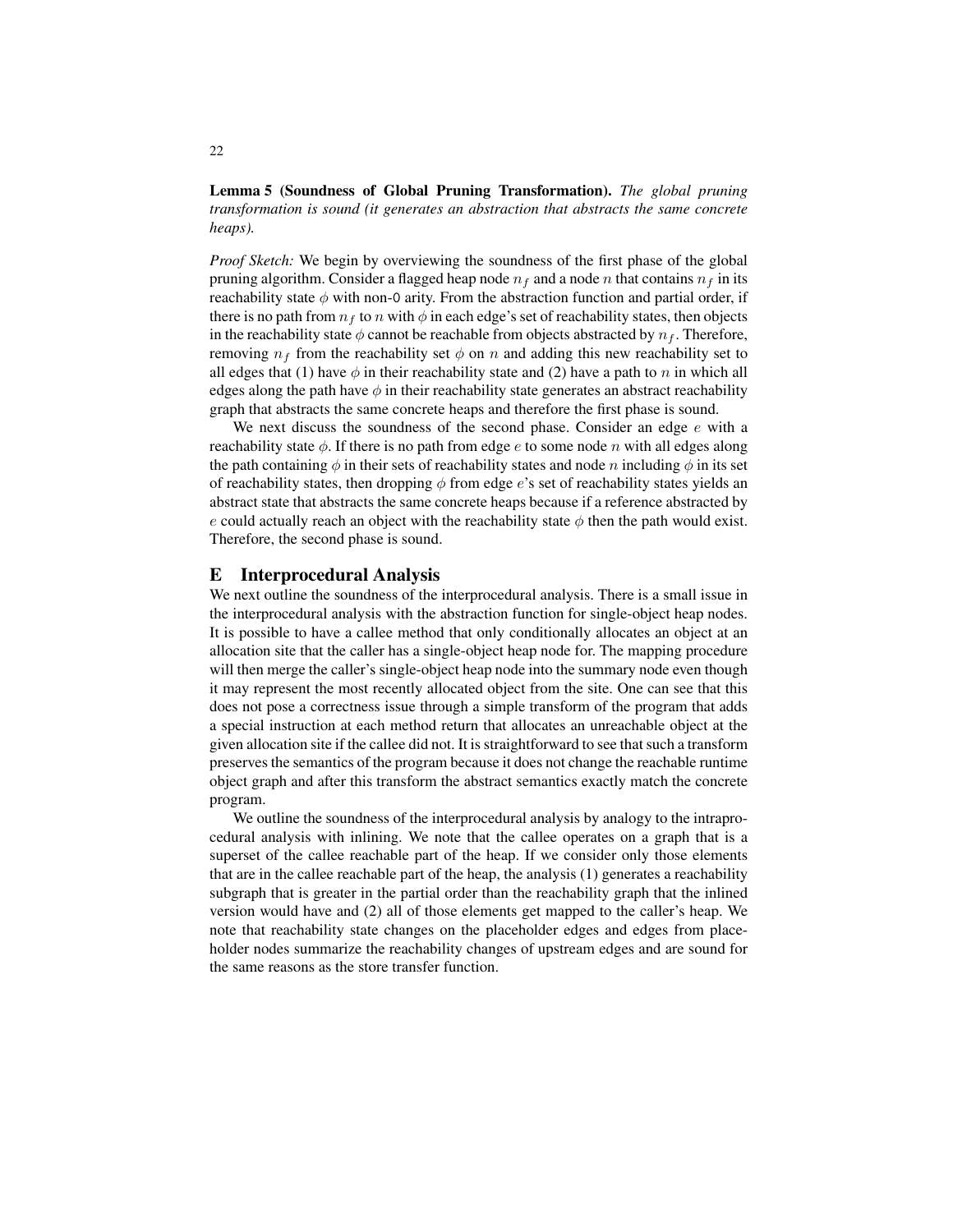**Lemma 5 (Soundness of Global Pruning Transformation).** *The global pruning transformation is sound (it generates an abstraction that abstracts the same concrete heaps).*

*Proof Sketch:* We begin by overviewing the soundness of the first phase of the global pruning algorithm. Consider a flagged heap node $n_f$ and a node $n$ that contains $n_f$ in its reachability state $\phi$ with non-0 arity. From the abstraction function and partial order, if there is no path from $n_f$ to $n$ with $\phi$ in each edge's set of reachability states, then objects in the reachability state $\phi$ cannot be reachable from objects abstracted by $n_f$. Therefore, removing $n_f$ from the reachability set $\phi$ on $n$ and adding this new reachability set to all edges that (1) have $\phi$ in their reachability state and (2) have a path to $n$ in which all edges along the path have $\phi$ in their reachability state generates an abstract reachability graph that abstracts the same concrete heaps and therefore the first phase is sound.

We next discuss the soundness of the second phase. Consider an edge $e$ with a reachability state $\phi$. If there is no path from edge $e$ to some node $n$ with all edges along the path containing $\phi$ in their sets of reachability states and node $n$ including $\phi$ in its set of reachability states, then dropping $\phi$ from edge $e$'s set of reachability states yields an abstract state that abstracts the same concrete heaps because if a reference abstracted by $e$ could actually reach an object with the reachability state $\phi$ then the path would exist. Therefore, the second phase is sound.

## E Interprocedural Analysis

We next outline the soundness of the interprocedural analysis. There is a small issue in the interprocedural analysis with the abstraction function for single-object heap nodes. It is possible to have a callee method that only conditionally allocates an object at an allocation site that the caller has a single-object heap node for. The mapping procedure will then merge the caller's single-object heap node into the summary node even though it may represent the most recently allocated object from the site. One can see that this does not pose a correctness issue through a simple transform of the program that adds a special instruction at each method return that allocates an unreachable object at the given allocation site if the callee did not. It is straightforward to see that such a transform preserves the semantics of the program because it does not change the reachable runtime object graph and after this transform the abstract semantics exactly match the concrete program.

We outline the soundness of the interprocedural analysis by analogy to the intraprocedural analysis with inlining. We note that the callee operates on a graph that is a superset of the callee reachable part of the heap. If we consider only those elements that are in the callee reachable part of the heap, the analysis (1) generates a reachability subgraph that is greater in the partial order than the reachability graph that the inlined version would have and (2) all of those elements get mapped to the caller's heap. We note that reachability state changes on the placeholder edges and edges from placeholder nodes summarize the reachability changes of upstream edges and are sound for the same reasons as the store transfer function.